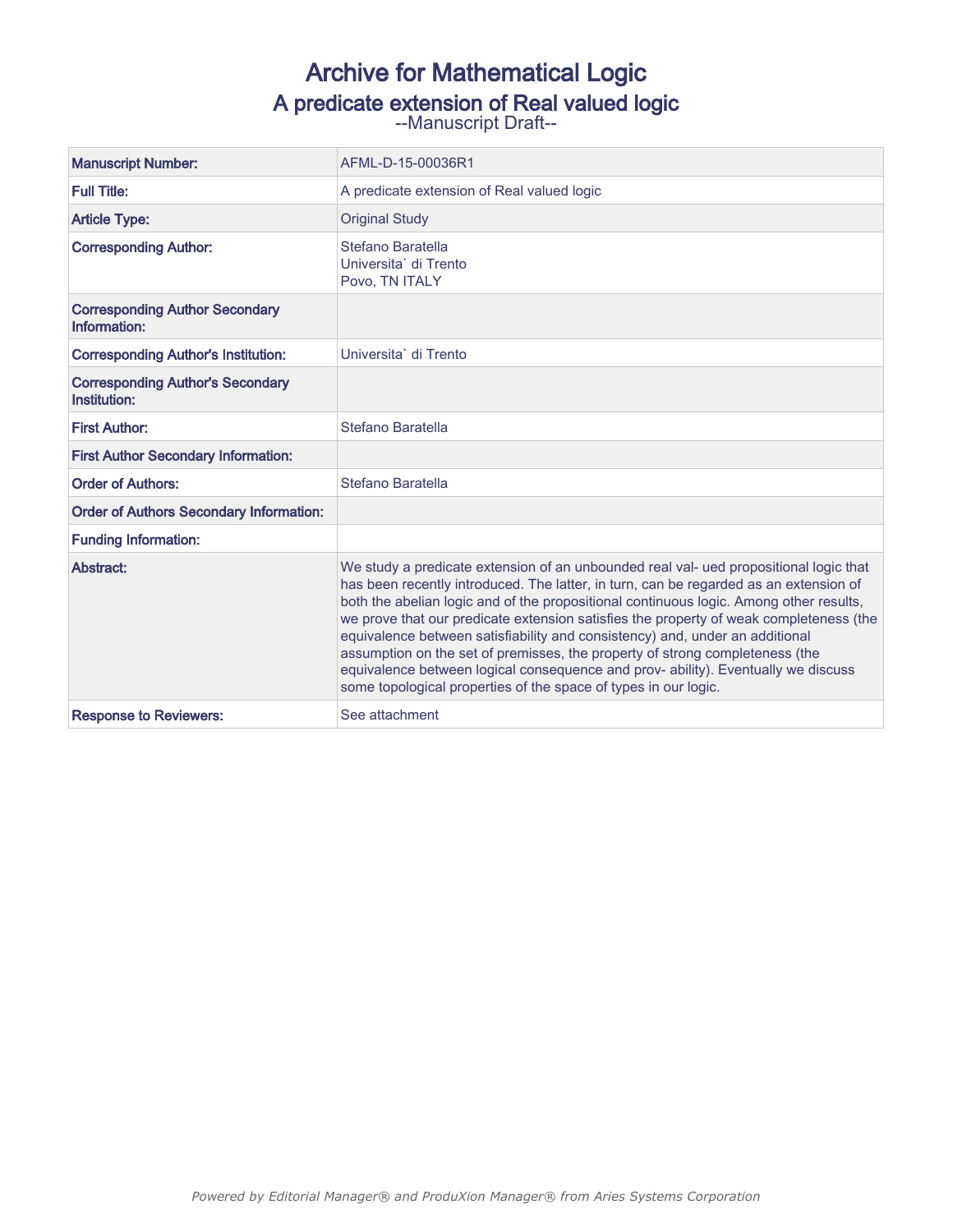# Archive for Mathematical Logic

## A predicate extension of Real valued logic

--Manuscript Draft--

| Manuscript Number: | AFML-D-15-00036R1 |
|---|---|
| Full Title: | A predicate extension of Real valued logic |
| Article Type: | Original Study |
| Corresponding Author: | Stefano Baratella<br>Universita` di Trento<br>Povo, TN ITALY |
| Corresponding Author Secondary Information: | |
| Corresponding Author's Institution: | Universita` di Trento |
| Corresponding Author's Secondary Institution: | |
| First Author: | Stefano Baratella |
| First Author Secondary Information: | |
| Order of Authors: | Stefano Baratella |
| Order of Authors Secondary Information: | |
| Funding Information: | |
| Abstract: | We study a predicate extension of an unbounded real val- ued propositional logic that has been recently introduced. The latter, in turn, can be regarded as an extension of both the abelian logic and of the propositional continuous logic. Among other results, we prove that our predicate extension satisfies the property of weak completeness (the equivalence between satisfiability and consistency) and, under an additional assumption on the set of premisses, the property of strong completeness (the equivalence between logical consequence and prov- ability). Eventually we discuss some topological properties of the space of types in our logic. |
| Response to Reviewers: | See attachment |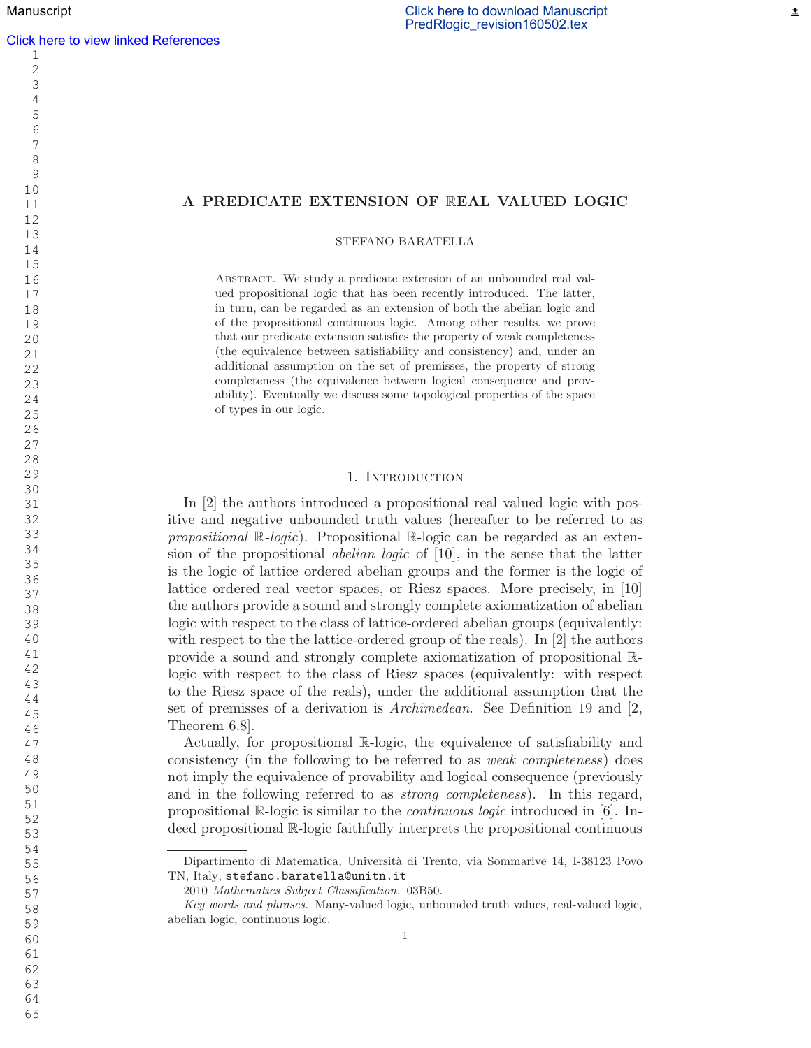# A PREDICATE EXTENSION OF $\mathbb{R}$EAL VALUED LOGIC

STEFANO BARATELLA

Abstract. We study a predicate extension of an unbounded real valued propositional logic that has been recently introduced. The latter, in turn, can be regarded as an extension of both the abelian logic and of the propositional continuous logic. Among other results, we prove that our predicate extension satisfies the property of weak completeness (the equivalence between satisfiability and consistency) and, under an additional assumption on the set of premisses, the property of strong completeness (the equivalence between logical consequence and provability). Eventually we discuss some topological properties of the space of types in our logic.

## 1. Introduction

In [2] the authors introduced a propositional real valued logic with positive and negative unbounded truth values (hereafter to be referred to as *propositional* $\mathbb{R}$*-logic*). Propositional $\mathbb{R}$-logic can be regarded as an extension of the propositional *abelian logic* of [10], in the sense that the latter is the logic of lattice ordered abelian groups and the former is the logic of lattice ordered real vector spaces, or Riesz spaces. More precisely, in [10] the authors provide a sound and strongly complete axiomatization of abelian logic with respect to the class of lattice-ordered abelian groups (equivalently: with respect to the the lattice-ordered group of the reals). In [2] the authors provide a sound and strongly complete axiomatization of propositional $\mathbb{R}$-logic with respect to the class of Riesz spaces (equivalently: with respect to the Riesz space of the reals), under the additional assumption that the set of premisses of a derivation is *Archimedean*. See Definition 19 and [2, Theorem 6.8].

Actually, for propositional $\mathbb{R}$-logic, the equivalence of satisfiability and consistency (in the following to be referred to as *weak completeness*) does not imply the equivalence of provability and logical consequence (previously and in the following referred to as *strong completeness*). In this regard, propositional $\mathbb{R}$-logic is similar to the *continuous logic* introduced in [6]. Indeed propositional $\mathbb{R}$-logic faithfully interprets the propositional continuous

---

Dipartimento di Matematica, Università di Trento, via Sommarive 14, I-38123 Povo TN, Italy; stefano.baratella@unitn.it

2010 *Mathematics Subject Classification.* 03B50.

*Key words and phrases.* Many-valued logic, unbounded truth values, real-valued logic, abelian logic, continuous logic.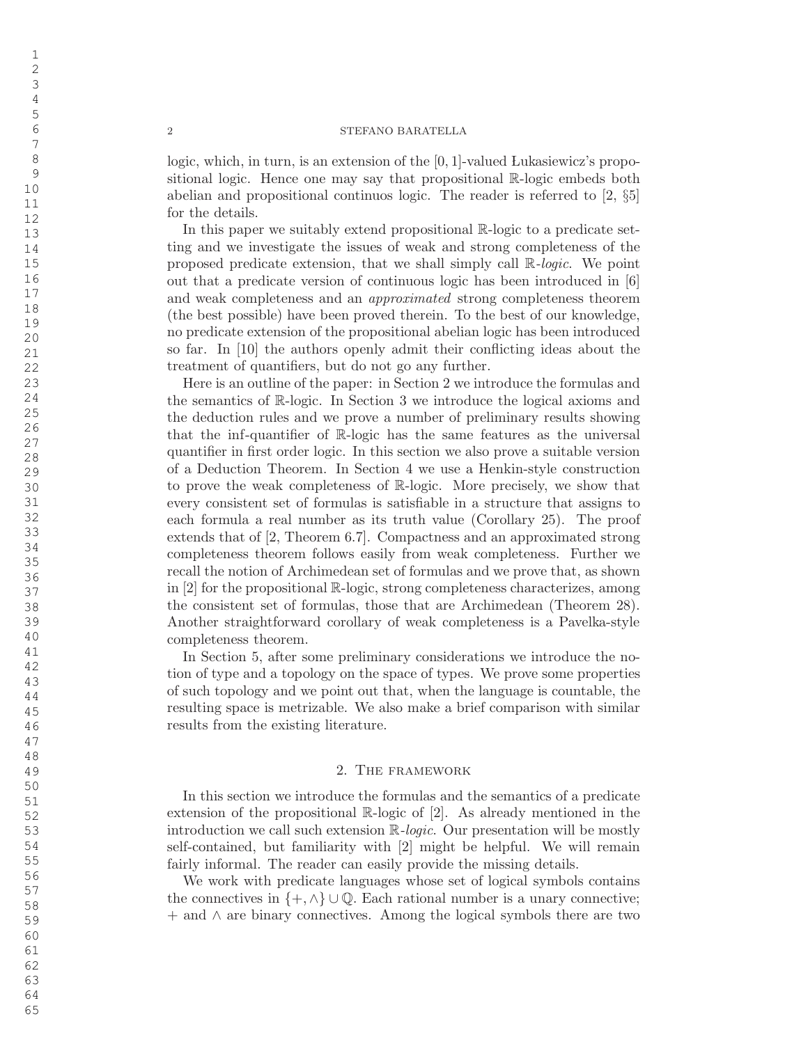logic, which, in turn, is an extension of the $[0,1]$-valued Łukasiewicz's propositional logic. Hence one may say that propositional $\mathbb{R}$-logic embeds both abelian and propositional continuos logic. The reader is referred to [2, §5] for the details.

In this paper we suitably extend propositional $\mathbb{R}$-logic to a predicate setting and we investigate the issues of weak and strong completeness of the proposed predicate extension, that we shall simply call $\mathbb{R}$-*logic*. We point out that a predicate version of continuous logic has been introduced in [6] and weak completeness and an *approximated* strong completeness theorem (the best possible) have been proved therein. To the best of our knowledge, no predicate extension of the propositional abelian logic has been introduced so far. In [10] the authors openly admit their conflicting ideas about the treatment of quantifiers, but do not go any further.

Here is an outline of the paper: in Section 2 we introduce the formulas and the semantics of $\mathbb{R}$-logic. In Section 3 we introduce the logical axioms and the deduction rules and we prove a number of preliminary results showing that the inf-quantifier of $\mathbb{R}$-logic has the same features as the universal quantifier in first order logic. In this section we also prove a suitable version of a Deduction Theorem. In Section 4 we use a Henkin-style construction to prove the weak completeness of $\mathbb{R}$-logic. More precisely, we show that every consistent set of formulas is satisfiable in a structure that assigns to each formula a real number as its truth value (Corollary 25). The proof extends that of [2, Theorem 6.7]. Compactness and an approximated strong completeness theorem follows easily from weak completeness. Further we recall the notion of Archimedean set of formulas and we prove that, as shown in [2] for the propositional $\mathbb{R}$-logic, strong completeness characterizes, among the consistent set of formulas, those that are Archimedean (Theorem 28). Another straightforward corollary of weak completeness is a Pavelka-style completeness theorem.

In Section 5, after some preliminary considerations we introduce the notion of type and a topology on the space of types. We prove some properties of such topology and we point out that, when the language is countable, the resulting space is metrizable. We also make a brief comparison with similar results from the existing literature.

## 2. The framework

In this section we introduce the formulas and the semantics of a predicate extension of the propositional $\mathbb{R}$-logic of [2]. As already mentioned in the introduction we call such extension $\mathbb{R}$-*logic*. Our presentation will be mostly self-contained, but familiarity with [2] might be helpful. We will remain fairly informal. The reader can easily provide the missing details.

We work with predicate languages whose set of logical symbols contains the connectives in $\{+, \wedge\} \cup \mathbb{Q}$. Each rational number is a unary connective; $+$ and $\wedge$ are binary connectives. Among the logical symbols there are two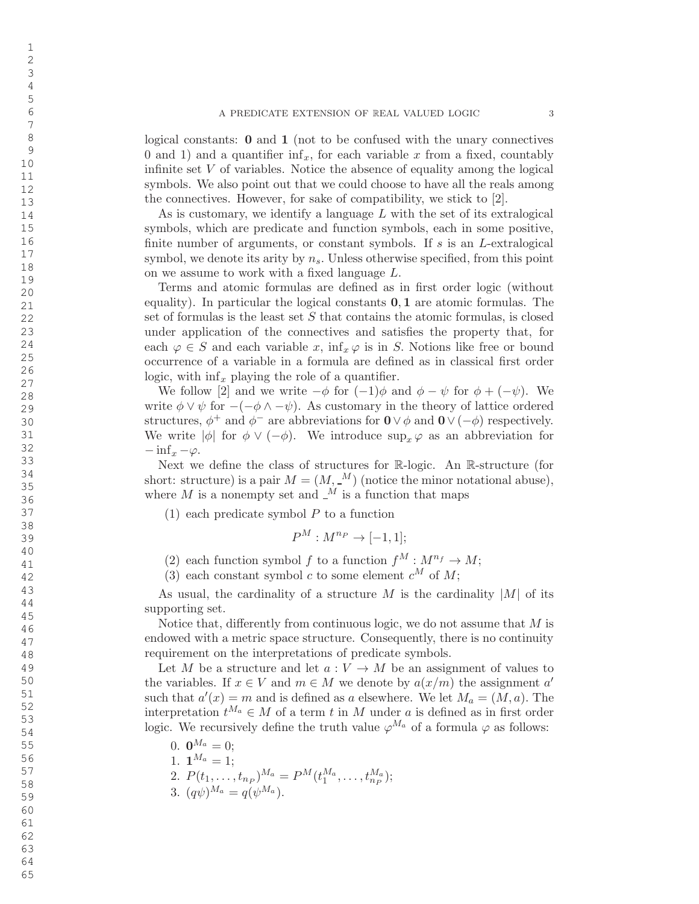logical constants: $\mathbf{0}$ and $\mathbf{1}$ (not to be confused with the unary connectives 0 and 1) and a quantifier $\inf_x$, for each variable $x$ from a fixed, countably infinite set $V$ of variables. Notice the absence of equality among the logical symbols. We also point out that we could choose to have all the reals among the connectives. However, for sake of compatibility, we stick to [2].

As is customary, we identify a language $L$ with the set of its extralogical symbols, which are predicate and function symbols, each in some positive, finite number of arguments, or constant symbols. If $s$ is an $L$-extralogical symbol, we denote its arity by $n_s$. Unless otherwise specified, from this point on we assume to work with a fixed language $L$.

Terms and atomic formulas are defined as in first order logic (without equality). In particular the logical constants $\mathbf{0}, \mathbf{1}$ are atomic formulas. The set of formulas is the least set $S$ that contains the atomic formulas, is closed under application of the connectives and satisfies the property that, for each $\varphi \in S$ and each variable $x$, $\inf_x \varphi$ is in $S$. Notions like free or bound occurrence of a variable in a formula are defined as in classical first order logic, with $\inf_x$ playing the role of a quantifier.

We follow [2] and we write $-\phi$ for $(-1)\phi$ and $\phi - \psi$ for $\phi + (-\psi)$. We write $\phi \vee \psi$ for $-(-\phi \wedge -\psi)$. As customary in the theory of lattice ordered structures, $\phi^+$ and $\phi^-$ are abbreviations for $\mathbf{0} \vee \phi$ and $\mathbf{0} \vee (-\phi)$ respectively. We write $|\phi|$ for $\phi \vee (-\phi)$. We introduce $\sup_x \varphi$ as an abbreviation for $-\inf_x -\varphi$.

Next we define the class of structures for $\mathbb{R}$-logic. An $\mathbb{R}$-structure (for short: structure) is a pair $M = (M, \_^M)$ (notice the minor notational abuse), where $M$ is a nonempty set and $\_^M$ is a function that maps

(1) each predicate symbol $P$ to a function
$$P^M : M^{n_P} \to [-1, 1];$$
(2) each function symbol $f$ to a function $f^M : M^{n_f} \to M$;
(3) each constant symbol $c$ to some element $c^M$ of $M$;

As usual, the cardinality of a structure $M$ is the cardinality $|M|$ of its supporting set.

Notice that, differently from continuous logic, we do not assume that $M$ is endowed with a metric space structure. Consequently, there is no continuity requirement on the interpretations of predicate symbols.

Let $M$ be a structure and let $a : V \to M$ be an assignment of values to the variables. If $x \in V$ and $m \in M$ we denote by $a(x/m)$ the assignment $a'$ such that $a'(x) = m$ and is defined as $a$ elsewhere. We let $M_a = (M, a)$. The interpretation $t^{M_a} \in M$ of a term $t$ in $M$ under $a$ is defined as in first order logic. We recursively define the truth value $\varphi^{M_a}$ of a formula $\varphi$ as follows:

0. $\mathbf{0}^{M_a} = 0$;
1. $\mathbf{1}^{M_a} = 1$;
2. $P(t_1, \ldots, t_{n_P})^{M_a} = P^M(t_1^{M_a}, \ldots, t_{n_P}^{M_a})$;
3. $(q\psi)^{M_a} = q(\psi^{M_a})$.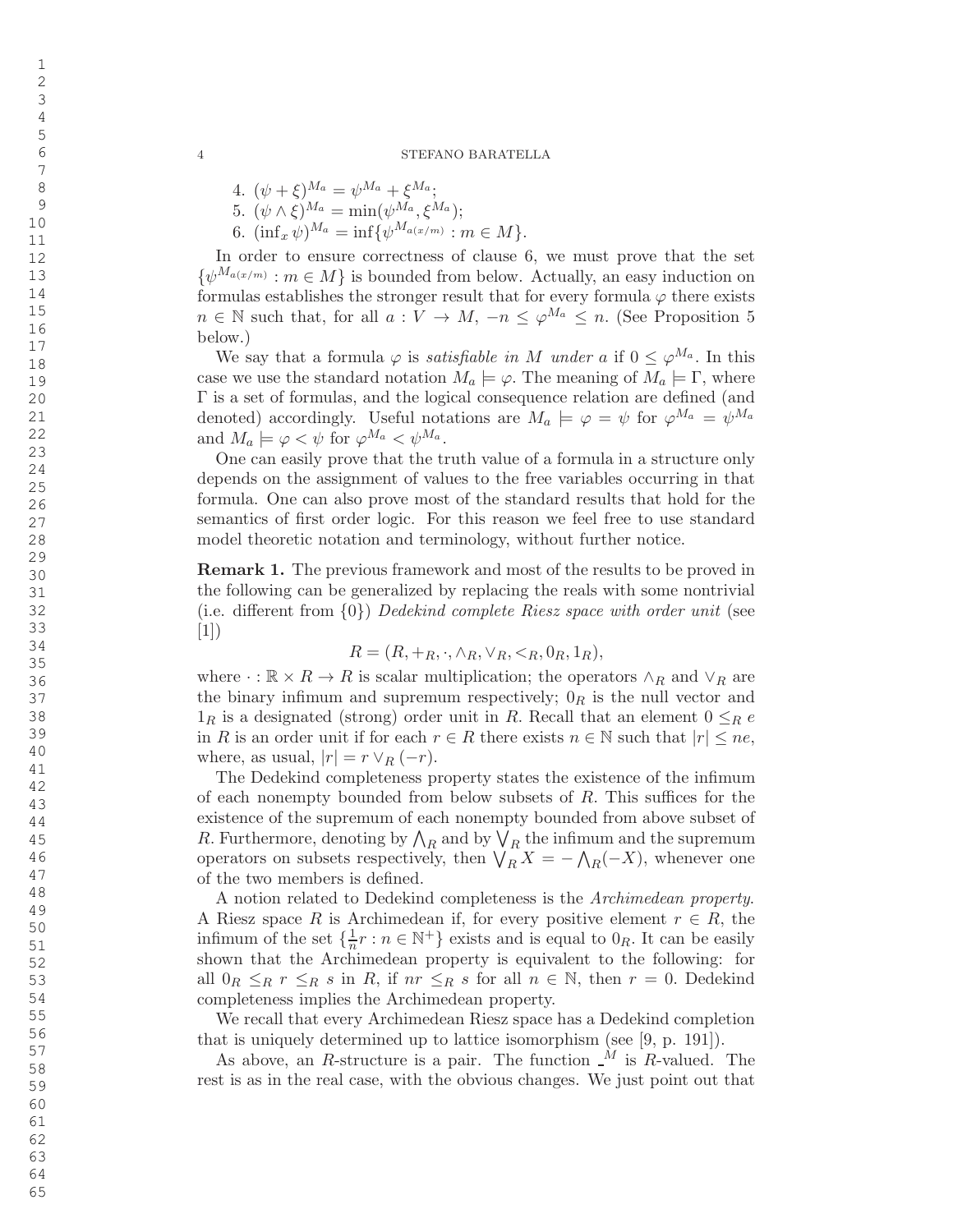4. $(\psi + \xi)^{M_a} = \psi^{M_a} + \xi^{M_a}$;
5. $(\psi \wedge \xi)^{M_a} = \min(\psi^{M_a}, \xi^{M_a})$;
6. $(\inf_x \psi)^{M_a} = \inf\{\psi^{M_{a(x/m)}} : m \in M\}$.

In order to ensure correctness of clause 6, we must prove that the set $\{\psi^{M_{a(x/m)}} : m \in M\}$ is bounded from below. Actually, an easy induction on formulas establishes the stronger result that for every formula $\varphi$ there exists $n \in \mathbb{N}$ such that, for all $a : V \to M$, $-n \leq \varphi^{M_a} \leq n$. (See Proposition 5 below.)

We say that a formula $\varphi$ is *satisfiable in $M$ under $a$* if $0 \leq \varphi^{M_a}$. In this case we use the standard notation $M_a \models \varphi$. The meaning of $M_a \models \Gamma$, where $\Gamma$ is a set of formulas, and the logical consequence relation are defined (and denoted) accordingly. Useful notations are $M_a \models \varphi = \psi$ for $\varphi^{M_a} = \psi^{M_a}$ and $M_a \models \varphi < \psi$ for $\varphi^{M_a} < \psi^{M_a}$.

One can easily prove that the truth value of a formula in a structure only depends on the assignment of values to the free variables occurring in that formula. One can also prove most of the standard results that hold for the semantics of first order logic. For this reason we feel free to use standard model theoretic notation and terminology, without further notice.

**Remark 1.** The previous framework and most of the results to be proved in the following can be generalized by replacing the reals with some nontrivial (i.e. different from $\{0\}$) *Dedekind complete Riesz space with order unit* (see [1])

$$R = (R, +_R, \cdot, \wedge_R, \vee_R, <_R, 0_R, 1_R),$$

where $\cdot : \mathbb{R} \times R \to R$ is scalar multiplication; the operators $\wedge_R$ and $\vee_R$ are the binary infimum and supremum respectively; $0_R$ is the null vector and $1_R$ is a designated (strong) order unit in $R$. Recall that an element $0 \leq_R e$ in $R$ is an order unit if for each $r \in R$ there exists $n \in \mathbb{N}$ such that $|r| \leq ne$, where, as usual, $|r| = r \vee_R (-r)$.

The Dedekind completeness property states the existence of the infimum of each nonempty bounded from below subsets of $R$. This suffices for the existence of the supremum of each nonempty bounded from above subset of $R$. Furthermore, denoting by $\bigwedge_R$ and by $\bigvee_R$ the infimum and the supremum operators on subsets respectively, then $\bigvee_R X = -\bigwedge_R(-X)$, whenever one of the two members is defined.

A notion related to Dedekind completeness is the *Archimedean property*. A Riesz space $R$ is Archimedean if, for every positive element $r \in R$, the infimum of the set $\{\frac{1}{n}r : n \in \mathbb{N}^+\}$ exists and is equal to $0_R$. It can be easily shown that the Archimedean property is equivalent to the following: for all $0_R \leq_R r \leq_R s$ in $R$, if $nr \leq_R s$ for all $n \in \mathbb{N}$, then $r = 0$. Dedekind completeness implies the Archimedean property.

We recall that every Archimedean Riesz space has a Dedekind completion that is uniquely determined up to lattice isomorphism (see [9, p. 191]).

As above, an $R$-structure is a pair. The function $\_^M$ is $R$-valued. The rest is as in the real case, with the obvious changes. We just point out that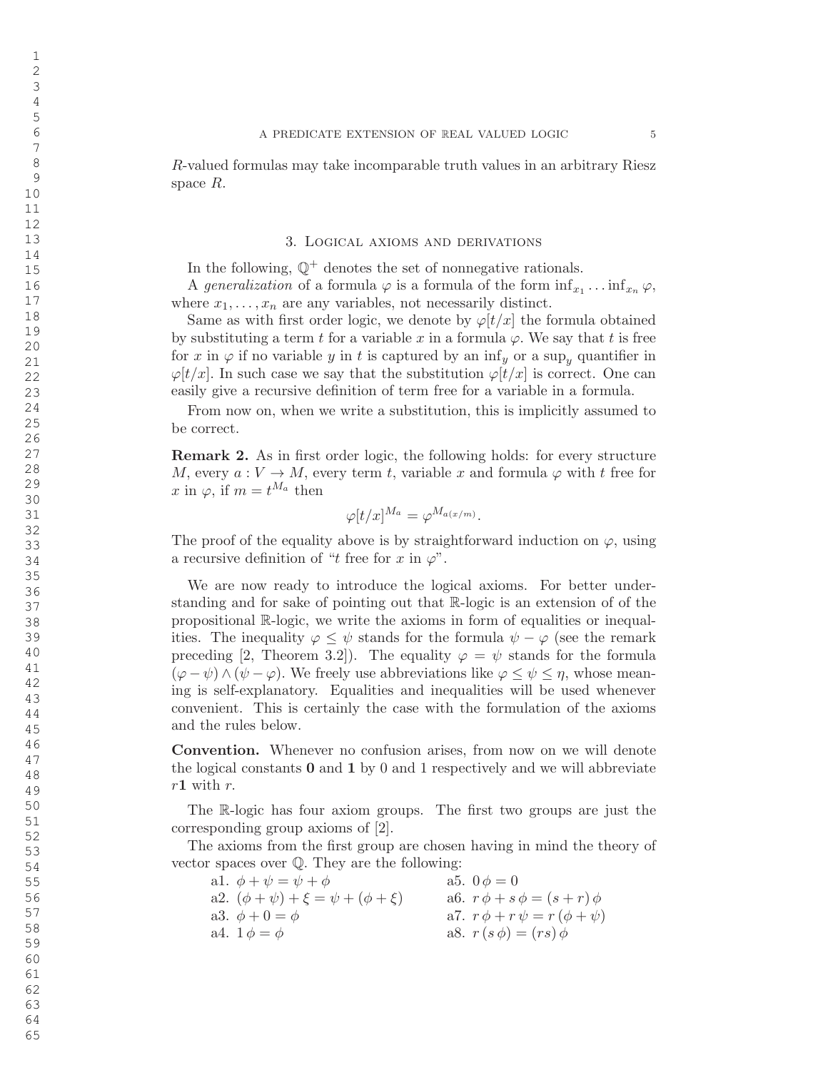$R$-valued formulas may take incomparable truth values in an arbitrary Riesz space $R$.

## 3. Logical axioms and derivations

In the following, $\mathbb{Q}^+$ denotes the set of nonnegative rationals.

A *generalization* of a formula $\varphi$ is a formula of the form $\inf_{x_1} \dots \inf_{x_n} \varphi$, where $x_1, \dots, x_n$ are any variables, not necessarily distinct.

Same as with first order logic, we denote by $\varphi[t/x]$ the formula obtained by substituting a term $t$ for a variable $x$ in a formula $\varphi$. We say that $t$ is free for $x$ in $\varphi$ if no variable $y$ in $t$ is captured by an $\inf_y$ or a $\sup_y$ quantifier in $\varphi[t/x]$. In such case we say that the substitution $\varphi[t/x]$ is correct. One can easily give a recursive definition of term free for a variable in a formula.

From now on, when we write a substitution, this is implicitly assumed to be correct.

**Remark 2.** As in first order logic, the following holds: for every structure $M$, every $a : V \to M$, every term $t$, variable $x$ and formula $\varphi$ with $t$ free for $x$ in $\varphi$, if $m = t^{M_a}$ then

$$\varphi[t/x]^{M_a} = \varphi^{M_{a(x/m)}}.$$

The proof of the equality above is by straightforward induction on $\varphi$, using a recursive definition of "$t$ free for $x$ in $\varphi$".

We are now ready to introduce the logical axioms. For better understanding and for sake of pointing out that $\mathbb{R}$-logic is an extension of of the propositional $\mathbb{R}$-logic, we write the axioms in form of equalities or inequalities. The inequality $\varphi \leq \psi$ stands for the formula $\psi - \varphi$ (see the remark preceding [2, Theorem 3.2]). The equality $\varphi = \psi$ stands for the formula $(\varphi - \psi) \wedge (\psi - \varphi)$. We freely use abbreviations like $\varphi \leq \psi \leq \eta$, whose meaning is self-explanatory. Equalities and inequalities will be used whenever convenient. This is certainly the case with the formulation of the axioms and the rules below.

**Convention.** Whenever no confusion arises, from now on we will denote the logical constants $\mathbf{0}$ and $\mathbf{1}$ by 0 and 1 respectively and we will abbreviate $r\mathbf{1}$ with $r$.

The $\mathbb{R}$-logic has four axiom groups. The first two groups are just the corresponding group axioms of [2].

The axioms from the first group are chosen having in mind the theory of vector spaces over $\mathbb{Q}$. They are the following:

a1. $\phi + \psi = \psi + \phi$

a2. $(\phi + \psi) + \xi = \psi + (\phi + \xi)$

a3. $\phi + 0 = \phi$

a4. $1\,\phi = \phi$

a5. $0\,\phi = 0$

a6. $r\,\phi + s\,\phi = (s + r)\,\phi$

a7. $r\,\phi + r\,\psi = r\,(\phi + \psi)$

a8. $r\,(s\,\phi) = (rs)\,\phi$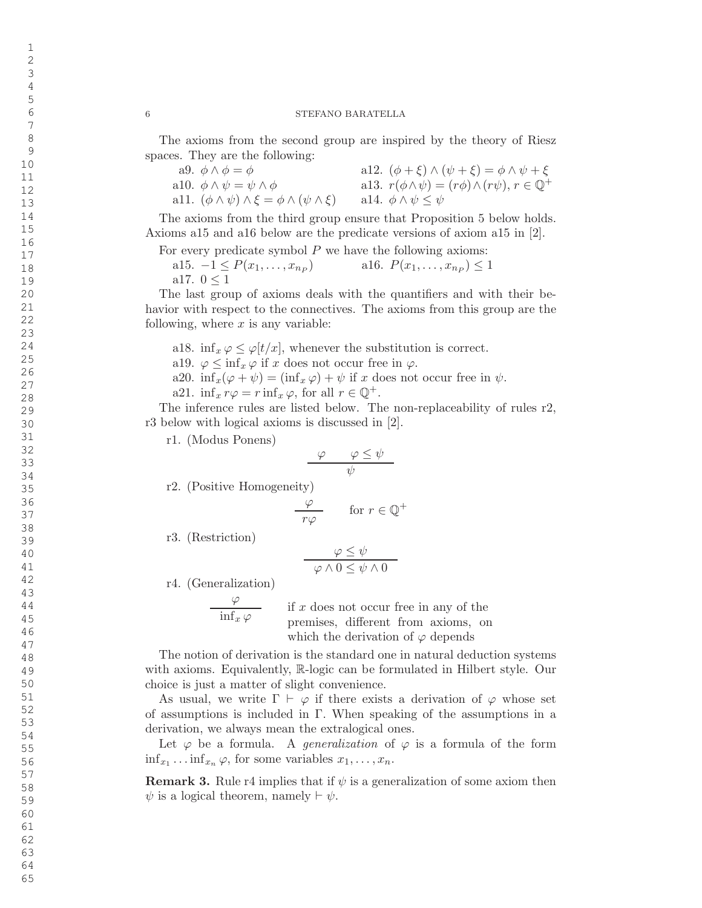The axioms from the second group are inspired by the theory of Riesz spaces. They are the following:

a9. $\phi \wedge \phi = \phi$

a10. $\phi \wedge \psi = \psi \wedge \phi$

a11. $(\phi \wedge \psi) \wedge \xi = \phi \wedge (\psi \wedge \xi)$

a12. $(\phi + \xi) \wedge (\psi + \xi) = \phi \wedge \psi + \xi$

a13. $r(\phi \wedge \psi) = (r\phi) \wedge (r\psi)$, $r \in \mathbb{Q}^+$

a14. $\phi \wedge \psi \leq \psi$

The axioms from the third group ensure that Proposition 5 below holds. Axioms a15 and a16 below are the predicate versions of axiom a15 in [2].

For every predicate symbol $P$ we have the following axioms:

a15. $-1 \leq P(x_1, \ldots, x_{n_P})$

a16. $P(x_1, \ldots, x_{n_P}) \leq 1$

a17. $0 \leq 1$

The last group of axioms deals with the quantifiers and with their behavior with respect to the connectives. The axioms from this group are the following, where $x$ is any variable:

a18. $\inf_x \varphi \leq \varphi[t/x]$, whenever the substitution is correct.

a19. $\varphi \leq \inf_x \varphi$ if $x$ does not occur free in $\varphi$.

a20. $\inf_x(\varphi + \psi) = (\inf_x \varphi) + \psi$ if $x$ does not occur free in $\psi$.

a21. $\inf_x r\varphi = r \inf_x \varphi$, for all $r \in \mathbb{Q}^+$.

The inference rules are listed below. The non-replaceability of rules r2, r3 below with logical axioms is discussed in [2].

r1. (Modus Ponens)

$$\frac{\varphi \qquad \varphi \leq \psi}{\psi}$$

r2. (Positive Homogeneity)

$$\frac{\varphi}{r\varphi} \qquad \text{for } r \in \mathbb{Q}^+$$

r3. (Restriction)

$$\frac{\varphi \leq \psi}{\varphi \wedge 0 \leq \psi \wedge 0}$$

r4. (Generalization)

$$\frac{\varphi}{\inf_x \varphi}$$

if $x$ does not occur free in any of the premises, different from axioms, on which the derivation of $\varphi$ depends

The notion of derivation is the standard one in natural deduction systems with axioms. Equivalently, $\mathbb{R}$-logic can be formulated in Hilbert style. Our choice is just a matter of slight convenience.

As usual, we write $\Gamma \vdash \varphi$ if there exists a derivation of $\varphi$ whose set of assumptions is included in $\Gamma$. When speaking of the assumptions in a derivation, we always mean the extralogical ones.

Let $\varphi$ be a formula. A *generalization* of $\varphi$ is a formula of the form $\inf_{x_1} \ldots \inf_{x_n} \varphi$, for some variables $x_1, \ldots, x_n$.

**Remark 3.** Rule r4 implies that if $\psi$ is a generalization of some axiom then $\psi$ is a logical theorem, namely $\vdash \psi$.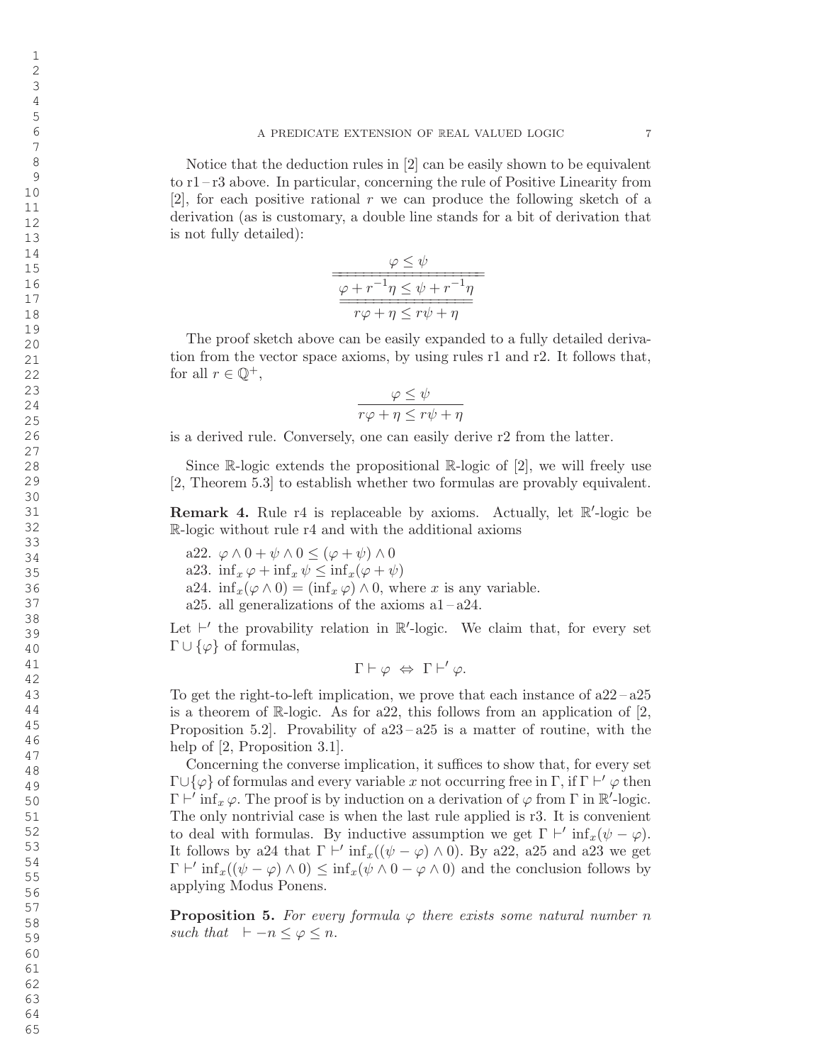Notice that the deduction rules in [2] can be easily shown to be equivalent to r1 – r3 above. In particular, concerning the rule of Positive Linearity from [2], for each positive rational $r$ we can produce the following sketch of a derivation (as is customary, a double line stands for a bit of derivation that is not fully detailed):

$$\cfrac{\cfrac{\varphi \leq \psi}{\varphi + r^{-1}\eta \leq \psi + r^{-1}\eta}}{r\varphi + \eta \leq r\psi + \eta}$$

The proof sketch above can be easily expanded to a fully detailed derivation from the vector space axioms, by using rules r1 and r2. It follows that, for all $r \in \mathbb{Q}^+$,

$$\frac{\varphi \leq \psi}{r\varphi + \eta \leq r\psi + \eta}$$

is a derived rule. Conversely, one can easily derive r2 from the latter.

Since $\mathbb{R}$-logic extends the propositional $\mathbb{R}$-logic of [2], we will freely use [2, Theorem 5.3] to establish whether two formulas are provably equivalent.

**Remark 4.** Rule r4 is replaceable by axioms. Actually, let $\mathbb{R}'$-logic be $\mathbb{R}$-logic without rule r4 and with the additional axioms

a22. $\varphi \wedge 0 + \psi \wedge 0 \leq (\varphi + \psi) \wedge 0$
a23. $\inf_x \varphi + \inf_x \psi \leq \inf_x(\varphi + \psi)$
a24. $\inf_x(\varphi \wedge 0) = (\inf_x \varphi) \wedge 0$, where $x$ is any variable.
a25. all generalizations of the axioms a1 – a24.

Let $\vdash'$ the provability relation in $\mathbb{R}'$-logic. We claim that, for every set $\Gamma \cup \{\varphi\}$ of formulas,

$$\Gamma \vdash \varphi \;\Leftrightarrow\; \Gamma \vdash' \varphi.$$

To get the right-to-left implication, we prove that each instance of a22 – a25 is a theorem of $\mathbb{R}$-logic. As for a22, this follows from an application of [2, Proposition 5.2]. Provability of a23 – a25 is a matter of routine, with the help of [2, Proposition 3.1].

Concerning the converse implication, it suffices to show that, for every set $\Gamma \cup \{\varphi\}$ of formulas and every variable $x$ not occurring free in $\Gamma$, if $\Gamma \vdash' \varphi$ then $\Gamma \vdash' \inf_x \varphi$. The proof is by induction on a derivation of $\varphi$ from $\Gamma$ in $\mathbb{R}'$-logic. The only nontrivial case is when the last rule applied is r3. It is convenient to deal with formulas. By inductive assumption we get $\Gamma \vdash' \inf_x(\psi - \varphi)$. It follows by a24 that $\Gamma \vdash' \inf_x((\psi - \varphi) \wedge 0)$. By a22, a25 and a23 we get $\Gamma \vdash' \inf_x((\psi - \varphi) \wedge 0) \leq \inf_x(\psi \wedge 0 - \varphi \wedge 0)$ and the conclusion follows by applying Modus Ponens.

**Proposition 5.** *For every formula $\varphi$ there exists some natural number $n$ such that* $\vdash -n \leq \varphi \leq n$.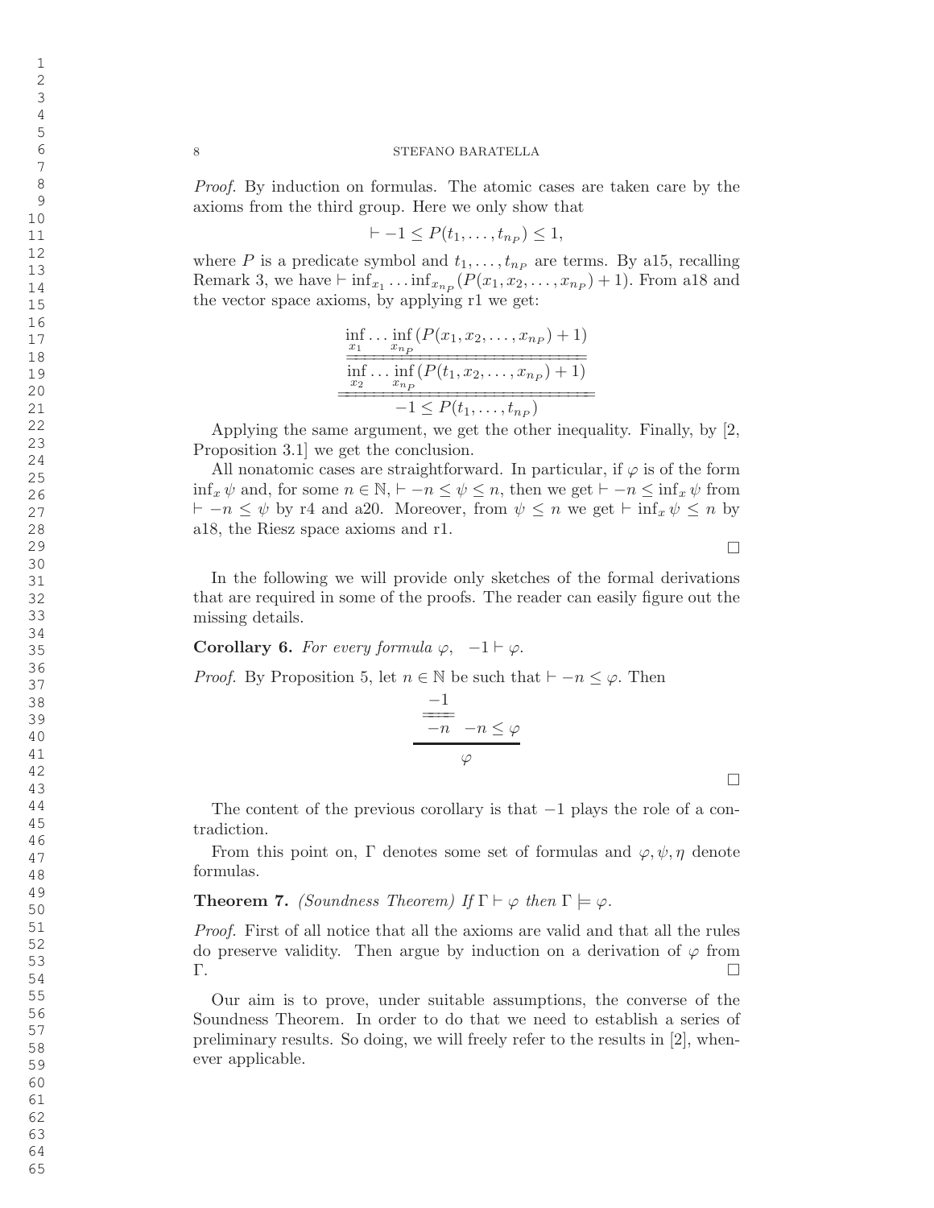*Proof.* By induction on formulas. The atomic cases are taken care by the axioms from the third group. Here we only show that

$$\vdash -1 \leq P(t_1, \ldots, t_{n_P}) \leq 1,$$

where $P$ is a predicate symbol and $t_1, \ldots, t_{n_P}$ are terms. By a15, recalling Remark 3, we have $\vdash \inf_{x_1} \ldots \inf_{x_{n_P}}(P(x_1, x_2, \ldots, x_{n_P}) + 1)$. From a18 and the vector space axioms, by applying r1 we get:

$$\dfrac{\dfrac{\inf\limits_{x_1} \ldots \inf\limits_{x_{n_P}} (P(x_1, x_2, \ldots, x_{n_P}) + 1)}{\inf\limits_{x_2} \ldots \inf\limits_{x_{n_P}} (P(t_1, x_2, \ldots, x_{n_P}) + 1)}}{-1 \leq P(t_1, \ldots, t_{n_P})}$$

Applying the same argument, we get the other inequality. Finally, by [2, Proposition 3.1] we get the conclusion.

All nonatomic cases are straightforward. In particular, if $\varphi$ is of the form $\inf_x \psi$ and, for some $n \in \mathbb{N}$, $\vdash -n \leq \psi \leq n$, then we get $\vdash -n \leq \inf_x \psi$ from $\vdash -n \leq \psi$ by r4 and a20. Moreover, from $\psi \leq n$ we get $\vdash \inf_x \psi \leq n$ by a18, the Riesz space axioms and r1. $\square$

In the following we will provide only sketches of the formal derivations that are required in some of the proofs. The reader can easily figure out the missing details.

**Corollary 6.** *For every formula $\varphi$, $-1 \vdash \varphi$.*

*Proof.* By Proposition 5, let $n \in \mathbb{N}$ be such that $\vdash -n \leq \varphi$. Then

$$\dfrac{\dfrac{-1}{-n} \quad -n \leq \varphi}{\varphi}$$

$\square$

The content of the previous corollary is that $-1$ plays the role of a contradiction.

From this point on, $\Gamma$ denotes some set of formulas and $\varphi, \psi, \eta$ denote formulas.

**Theorem 7.** *(Soundness Theorem) If $\Gamma \vdash \varphi$ then $\Gamma \models \varphi$.*

*Proof.* First of all notice that all the axioms are valid and that all the rules do preserve validity. Then argue by induction on a derivation of $\varphi$ from $\Gamma$. $\square$

Our aim is to prove, under suitable assumptions, the converse of the Soundness Theorem. In order to do that we need to establish a series of preliminary results. So doing, we will freely refer to the results in [2], whenever applicable.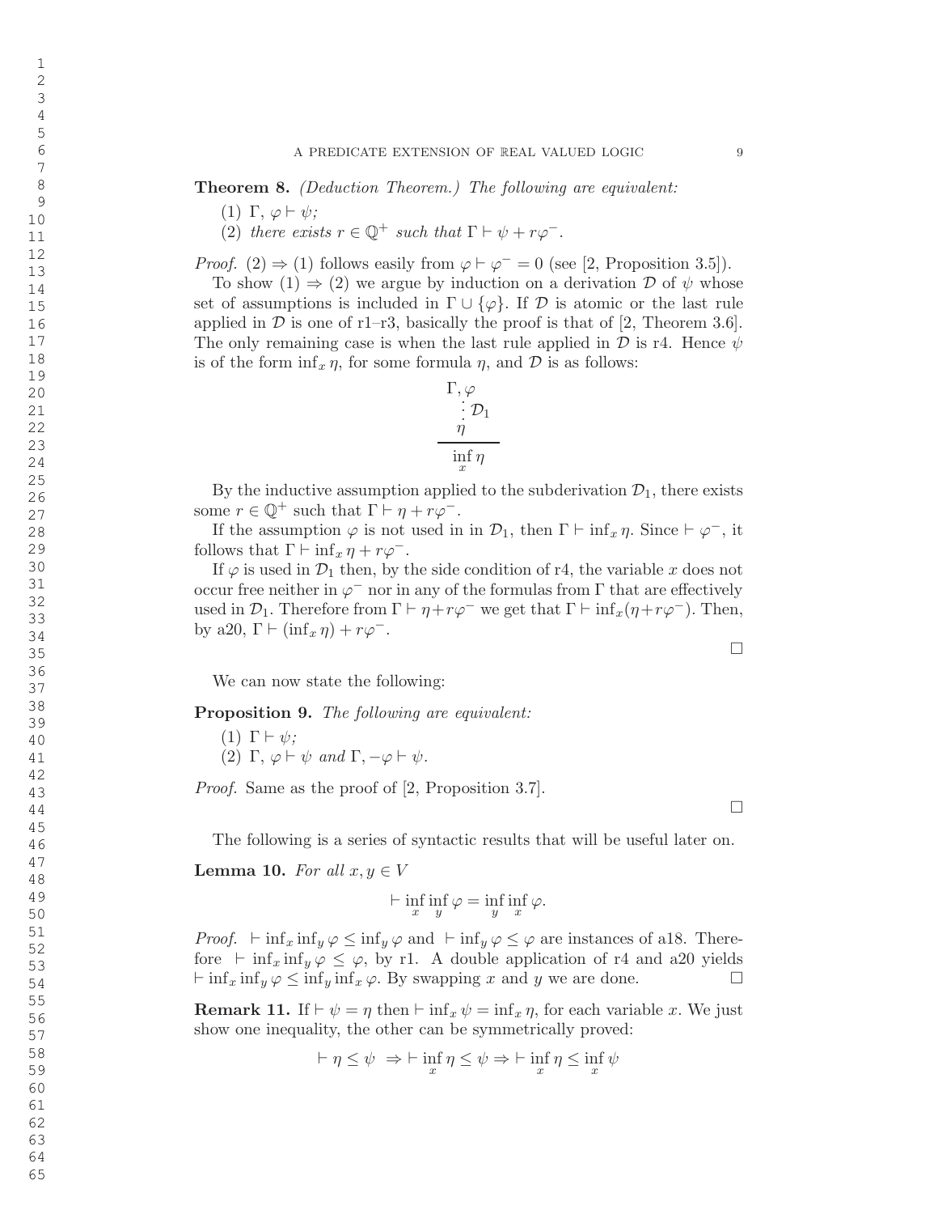**Theorem 8.** *(Deduction Theorem.) The following are equivalent:*

(1) $\Gamma,\, \varphi \vdash \psi$;
(2) *there exists* $r \in \mathbb{Q}^+$ *such that* $\Gamma \vdash \psi + r\varphi^-$.

*Proof.* (2) $\Rightarrow$ (1) follows easily from $\varphi \vdash \varphi^- = 0$ (see [2, Proposition 3.5]).

To show (1) $\Rightarrow$ (2) we argue by induction on a derivation $\mathcal{D}$ of $\psi$ whose set of assumptions is included in $\Gamma \cup \{\varphi\}$. If $\mathcal{D}$ is atomic or the last rule applied in $\mathcal{D}$ is one of r1–r3, basically the proof is that of [2, Theorem 3.6]. The only remaining case is when the last rule applied in $\mathcal{D}$ is r4. Hence $\psi$ is of the form $\inf_x \eta$, for some formula $\eta$, and $\mathcal{D}$ is as follows:

$$\dfrac{\begin{array}{c}\Gamma, \varphi \\ \vdots\, \mathcal{D}_1 \\ \eta\end{array}}{\inf\limits_x \eta}$$

By the inductive assumption applied to the subderivation $\mathcal{D}_1$, there exists some $r \in \mathbb{Q}^+$ such that $\Gamma \vdash \eta + r\varphi^-$.

If the assumption $\varphi$ is not used in in $\mathcal{D}_1$, then $\Gamma \vdash \inf_x \eta$. Since $\vdash \varphi^-$, it follows that $\Gamma \vdash \inf_x \eta + r\varphi^-$.

If $\varphi$ is used in $\mathcal{D}_1$ then, by the side condition of r4, the variable $x$ does not occur free neither in $\varphi^-$ nor in any of the formulas from $\Gamma$ that are effectively used in $\mathcal{D}_1$. Therefore from $\Gamma \vdash \eta + r\varphi^-$ we get that $\Gamma \vdash \inf_x(\eta + r\varphi^-)$. Then, by a20, $\Gamma \vdash (\inf_x \eta) + r\varphi^-$. $\square$

We can now state the following:

**Proposition 9.** *The following are equivalent:*

(1) $\Gamma \vdash \psi$;
(2) $\Gamma,\, \varphi \vdash \psi$ *and* $\Gamma, -\varphi \vdash \psi$.

*Proof.* Same as the proof of [2, Proposition 3.7]. $\square$

The following is a series of syntactic results that will be useful later on.

**Lemma 10.** *For all* $x, y \in V$

$$\vdash \inf_x \inf_y \varphi = \inf_y \inf_x \varphi.$$

*Proof.* $\vdash \inf_x \inf_y \varphi \leq \inf_y \varphi$ and $\vdash \inf_y \varphi \leq \varphi$ are instances of a18. Therefore $\vdash \inf_x \inf_y \varphi \leq \varphi$, by r1. A double application of r4 and a20 yields $\vdash \inf_x \inf_y \varphi \leq \inf_y \inf_x \varphi$. By swapping $x$ and $y$ we are done. $\square$

**Remark 11.** If $\vdash \psi = \eta$ then $\vdash \inf_x \psi = \inf_x \eta$, for each variable $x$. We just show one inequality, the other can be symmetrically proved:

$$\vdash \eta \leq \psi \;\Rightarrow \vdash \inf_x \eta \leq \psi \Rightarrow \vdash \inf_x \eta \leq \inf_x \psi$$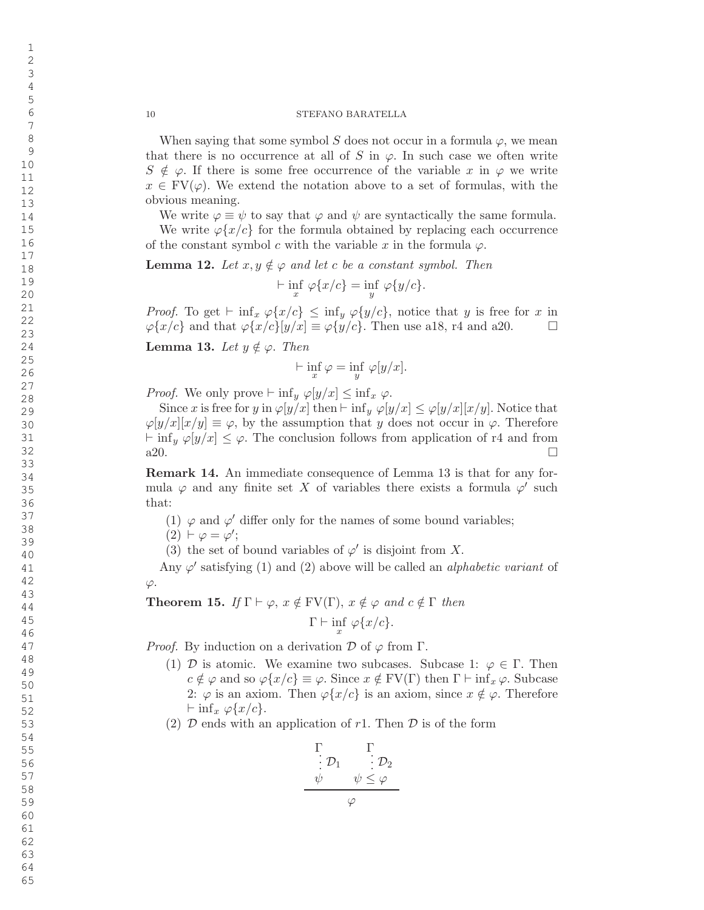When saying that some symbol $S$ does not occur in a formula $\varphi$, we mean that there is no occurrence at all of $S$ in $\varphi$. In such case we often write $S \notin \varphi$. If there is some free occurrence of the variable $x$ in $\varphi$ we write $x \in \mathrm{FV}(\varphi)$. We extend the notation above to a set of formulas, with the obvious meaning.

We write $\varphi \equiv \psi$ to say that $\varphi$ and $\psi$ are syntactically the same formula.

We write $\varphi\{x/c\}$ for the formula obtained by replacing each occurrence of the constant symbol $c$ with the variable $x$ in the formula $\varphi$.

**Lemma 12.** *Let $x, y \notin \varphi$ and let $c$ be a constant symbol. Then*

$$\vdash \inf_x \varphi\{x/c\} = \inf_y \varphi\{y/c\}.$$

*Proof.* To get $\vdash \inf_x \varphi\{x/c\} \leq \inf_y \varphi\{y/c\}$, notice that $y$ is free for $x$ in $\varphi\{x/c\}$ and that $\varphi\{x/c\}[y/x] \equiv \varphi\{y/c\}$. Then use a18, r4 and a20. □

**Lemma 13.** *Let $y \notin \varphi$. Then*

$$\vdash \inf_x \varphi = \inf_y \varphi[y/x].$$

*Proof.* We only prove $\vdash \inf_y \varphi[y/x] \leq \inf_x \varphi$.

Since $x$ is free for $y$ in $\varphi[y/x]$ then $\vdash \inf_y \varphi[y/x] \leq \varphi[y/x][x/y]$. Notice that $\varphi[y/x][x/y] \equiv \varphi$, by the assumption that $y$ does not occur in $\varphi$. Therefore $\vdash \inf_y \varphi[y/x] \leq \varphi$. The conclusion follows from application of r4 and from a20. □

**Remark 14.** An immediate consequence of Lemma 13 is that for any formula $\varphi$ and any finite set $X$ of variables there exists a formula $\varphi'$ such that:

1. $\varphi$ and $\varphi'$ differ only for the names of some bound variables;
2. $\vdash \varphi = \varphi'$;
3. the set of bound variables of $\varphi'$ is disjoint from $X$.

Any $\varphi'$ satisfying (1) and (2) above will be called an *alphabetic variant* of $\varphi$.

**Theorem 15.** *If $\Gamma \vdash \varphi$, $x \notin \mathrm{FV}(\Gamma)$, $x \notin \varphi$ and $c \notin \Gamma$ then*

$$\Gamma \vdash \inf_x \varphi\{x/c\}.$$

*Proof.* By induction on a derivation $\mathcal{D}$ of $\varphi$ from $\Gamma$.

1. $\mathcal{D}$ is atomic. We examine two subcases. Subcase 1: $\varphi \in \Gamma$. Then $c \notin \varphi$ and so $\varphi\{x/c\} \equiv \varphi$. Since $x \notin \mathrm{FV}(\Gamma)$ then $\Gamma \vdash \inf_x \varphi$. Subcase 2: $\varphi$ is an axiom. Then $\varphi\{x/c\}$ is an axiom, since $x \notin \varphi$. Therefore $\vdash \inf_x \varphi\{x/c\}$.
2. $\mathcal{D}$ ends with an application of $r1$. Then $\mathcal{D}$ is of the form

$$\dfrac{\begin{array}{cc} \Gamma & \Gamma \\ \vdots\, \mathcal{D}_1 & \vdots\, \mathcal{D}_2 \\ \psi & \psi \leq \varphi \end{array}}{\varphi}$$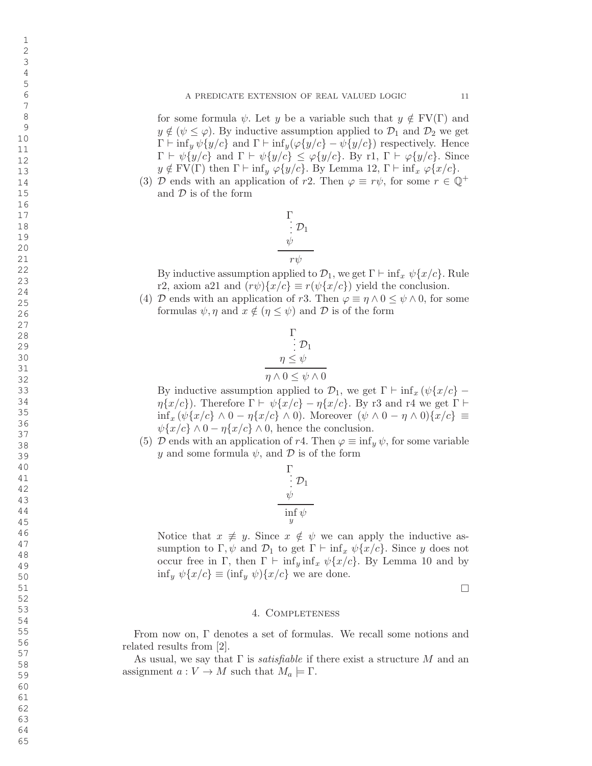for some formula $\psi$. Let $y$ be a variable such that $y \notin \mathrm{FV}(\Gamma)$ and $y \notin (\psi \leq \varphi)$. By inductive assumption applied to $\mathcal{D}_1$ and $\mathcal{D}_2$ we get $\Gamma \vdash \inf_y \psi\{y/c\}$ and $\Gamma \vdash \inf_y(\varphi\{y/c\} - \psi\{y/c\})$ respectively. Hence $\Gamma \vdash \psi\{y/c\}$ and $\Gamma \vdash \psi\{y/c\} \leq \varphi\{y/c\}$. By r1, $\Gamma \vdash \varphi\{y/c\}$. Since $y \notin \mathrm{FV}(\Gamma)$ then $\Gamma \vdash \inf_y \varphi\{y/c\}$. By Lemma 12, $\Gamma \vdash \inf_x \varphi\{x/c\}$.

(3) $\mathcal{D}$ ends with an application of $r2$. Then $\varphi \equiv r\psi$, for some $r \in \mathbb{Q}^+$ and $\mathcal{D}$ is of the form

$$\frac{\begin{array}{c}\Gamma \\ \vdots\, \mathcal{D}_1 \\ \psi\end{array}}{r\psi}$$

By inductive assumption applied to $\mathcal{D}_1$, we get $\Gamma \vdash \inf_x \psi\{x/c\}$. Rule r2, axiom a21 and $(r\psi)\{x/c\} \equiv r(\psi\{x/c\})$ yield the conclusion.

(4) $\mathcal{D}$ ends with an application of $r3$. Then $\varphi \equiv \eta \wedge 0 \leq \psi \wedge 0$, for some formulas $\psi, \eta$ and $x \notin (\eta \leq \psi)$ and $\mathcal{D}$ is of the form

$$\frac{\begin{array}{c}\Gamma \\ \vdots\, \mathcal{D}_1 \\ \eta \leq \psi\end{array}}{\eta \wedge 0 \leq \psi \wedge 0}$$

By inductive assumption applied to $\mathcal{D}_1$, we get $\Gamma \vdash \inf_x (\psi\{x/c\} - \eta\{x/c\})$. Therefore $\Gamma \vdash \psi\{x/c\} - \eta\{x/c\}$. By r3 and r4 we get $\Gamma \vdash \inf_x (\psi\{x/c\} \wedge 0 - \eta\{x/c\} \wedge 0)$. Moreover $(\psi \wedge 0 - \eta \wedge 0)\{x/c\} \equiv \psi\{x/c\} \wedge 0 - \eta\{x/c\} \wedge 0$, hence the conclusion.

(5) $\mathcal{D}$ ends with an application of $r4$. Then $\varphi \equiv \inf_y \psi$, for some variable $y$ and some formula $\psi$, and $\mathcal{D}$ is of the form

$$\frac{\begin{array}{c}\Gamma \\ \vdots\, \mathcal{D}_1 \\ \psi\end{array}}{\inf_y \psi}$$

Notice that $x \not\equiv y$. Since $x \notin \psi$ we can apply the inductive assumption to $\Gamma, \psi$ and $\mathcal{D}_1$ to get $\Gamma \vdash \inf_x \psi\{x/c\}$. Since $y$ does not occur free in $\Gamma$, then $\Gamma \vdash \inf_y \inf_x \psi\{x/c\}$. By Lemma 10 and by $\inf_y \psi\{x/c\} \equiv (\inf_y \psi)\{x/c\}$ we are done.

□

## 4. Completeness

From now on, $\Gamma$ denotes a set of formulas. We recall some notions and related results from [2].

As usual, we say that $\Gamma$ is *satisfiable* if there exist a structure $M$ and an assignment $a : V \to M$ such that $M_a \models \Gamma$.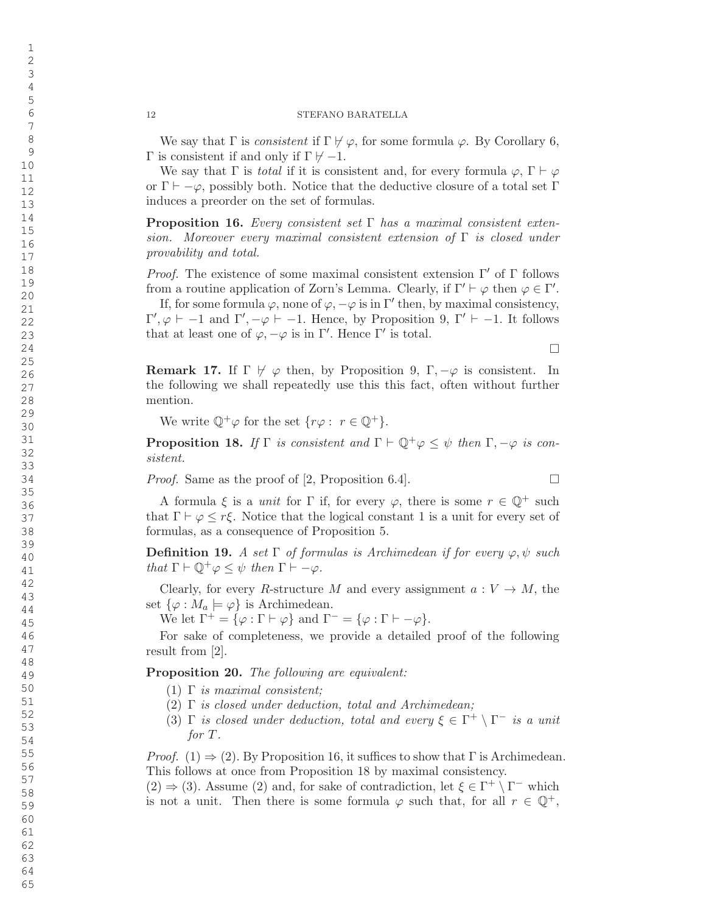We say that $\Gamma$ is *consistent* if $\Gamma \not\vdash \varphi$, for some formula $\varphi$. By Corollary 6, $\Gamma$ is consistent if and only if $\Gamma \not\vdash -1$.

We say that $\Gamma$ is *total* if it is consistent and, for every formula $\varphi$, $\Gamma \vdash \varphi$ or $\Gamma \vdash -\varphi$, possibly both. Notice that the deductive closure of a total set $\Gamma$ induces a preorder on the set of formulas.

**Proposition 16.** *Every consistent set $\Gamma$ has a maximal consistent extension. Moreover every maximal consistent extension of $\Gamma$ is closed under provability and total.*

*Proof.* The existence of some maximal consistent extension $\Gamma'$ of $\Gamma$ follows from a routine application of Zorn's Lemma. Clearly, if $\Gamma' \vdash \varphi$ then $\varphi \in \Gamma'$.

If, for some formula $\varphi$, none of $\varphi, -\varphi$ is in $\Gamma'$ then, by maximal consistency, $\Gamma', \varphi \vdash -1$ and $\Gamma', -\varphi \vdash -1$. Hence, by Proposition 9, $\Gamma' \vdash -1$. It follows that at least one of $\varphi, -\varphi$ is in $\Gamma'$. Hence $\Gamma'$ is total. $\square$

**Remark 17.** If $\Gamma \not\vdash \varphi$ then, by Proposition 9, $\Gamma, -\varphi$ is consistent. In the following we shall repeatedly use this this fact, often without further mention.

We write $\mathbb{Q}^+\varphi$ for the set $\{r\varphi : r \in \mathbb{Q}^+\}$.

**Proposition 18.** *If $\Gamma$ is consistent and $\Gamma \vdash \mathbb{Q}^+\varphi \leq \psi$ then $\Gamma, -\varphi$ is consistent.*

*Proof.* Same as the proof of [2, Proposition 6.4]. $\square$

A formula $\xi$ is a *unit* for $\Gamma$ if, for every $\varphi$, there is some $r \in \mathbb{Q}^+$ such that $\Gamma \vdash \varphi \leq r\xi$. Notice that the logical constant 1 is a unit for every set of formulas, as a consequence of Proposition 5.

**Definition 19.** *A set $\Gamma$ of formulas is Archimedean if for every $\varphi, \psi$ such that $\Gamma \vdash \mathbb{Q}^+\varphi \leq \psi$ then $\Gamma \vdash -\varphi$.*

Clearly, for every $R$-structure $M$ and every assignment $a : V \to M$, the set $\{\varphi : M_a \models \varphi\}$ is Archimedean.

We let $\Gamma^+ = \{\varphi : \Gamma \vdash \varphi\}$ and $\Gamma^- = \{\varphi : \Gamma \vdash -\varphi\}$.

For sake of completeness, we provide a detailed proof of the following result from [2].

**Proposition 20.** *The following are equivalent:*

1. *$\Gamma$ is maximal consistent;*
2. *$\Gamma$ is closed under deduction, total and Archimedean;*
3. *$\Gamma$ is closed under deduction, total and every $\xi \in \Gamma^+ \setminus \Gamma^-$ is a unit for $T$.*

*Proof.* (1) $\Rightarrow$ (2). By Proposition 16, it suffices to show that $\Gamma$ is Archimedean. This follows at once from Proposition 18 by maximal consistency.
(2) $\Rightarrow$ (3). Assume (2) and, for sake of contradiction, let $\xi \in \Gamma^+ \setminus \Gamma^-$ which is not a unit. Then there is some formula $\varphi$ such that, for all $r \in \mathbb{Q}^+$,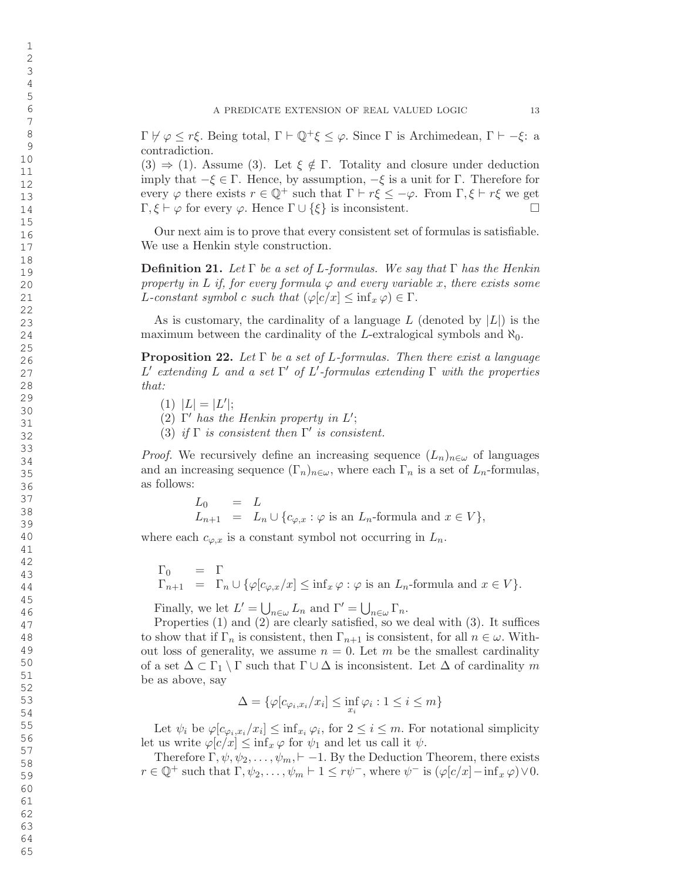$\Gamma \not\vdash \varphi \leq r\xi$. Being total, $\Gamma \vdash \mathbb{Q}^+\xi \leq \varphi$. Since $\Gamma$ is Archimedean, $\Gamma \vdash -\xi$: a contradiction.

(3) $\Rightarrow$ (1). Assume (3). Let $\xi \notin \Gamma$. Totality and closure under deduction imply that $-\xi \in \Gamma$. Hence, by assumption, $-\xi$ is a unit for $\Gamma$. Therefore for every $\varphi$ there exists $r \in \mathbb{Q}^+$ such that $\Gamma \vdash r\xi \leq -\varphi$. From $\Gamma, \xi \vdash r\xi$ we get $\Gamma, \xi \vdash \varphi$ for every $\varphi$. Hence $\Gamma \cup \{\xi\}$ is inconsistent. □

Our next aim is to prove that every consistent set of formulas is satisfiable. We use a Henkin style construction.

**Definition 21.** *Let $\Gamma$ be a set of $L$-formulas. We say that $\Gamma$ has the Henkin property in $L$ if, for every formula $\varphi$ and every variable $x$, there exists some $L$-constant symbol $c$ such that $(\varphi[c/x] \leq \inf_x \varphi) \in \Gamma$.*

As is customary, the cardinality of a language $L$ (denoted by $|L|$) is the maximum between the cardinality of the $L$-extralogical symbols and $\aleph_0$.

**Proposition 22.** *Let $\Gamma$ be a set of $L$-formulas. Then there exist a language $L'$ extending $L$ and a set $\Gamma'$ of $L'$-formulas extending $\Gamma$ with the properties that:*

1. *$|L| = |L'|$;*
2. *$\Gamma'$ has the Henkin property in $L'$;*
3. *if $\Gamma$ is consistent then $\Gamma'$ is consistent.*

*Proof.* We recursively define an increasing sequence $(L_n)_{n\in\omega}$ of languages and an increasing sequence $(\Gamma_n)_{n\in\omega}$, where each $\Gamma_n$ is a set of $L_n$-formulas, as follows:

$$
\begin{aligned}
L_0 &= L \\
L_{n+1} &= L_n \cup \{c_{\varphi,x} : \varphi \text{ is an } L_n\text{-formula and } x \in V\},
\end{aligned}
$$

where each $c_{\varphi,x}$ is a constant symbol not occurring in $L_n$.

$$
\begin{aligned}
\Gamma_0 &= \Gamma \\
\Gamma_{n+1} &= \Gamma_n \cup \{\varphi[c_{\varphi,x}/x] \leq \inf_x \varphi : \varphi \text{ is an } L_n\text{-formula and } x \in V\}.
\end{aligned}
$$

Finally, we let $L' = \bigcup_{n\in\omega} L_n$ and $\Gamma' = \bigcup_{n\in\omega} \Gamma_n$.

Properties (1) and (2) are clearly satisfied, so we deal with (3). It suffices to show that if $\Gamma_n$ is consistent, then $\Gamma_{n+1}$ is consistent, for all $n \in \omega$. Without loss of generality, we assume $n = 0$. Let $m$ be the smallest cardinality of a set $\Delta \subset \Gamma_1 \setminus \Gamma$ such that $\Gamma \cup \Delta$ is inconsistent. Let $\Delta$ of cardinality $m$ be as above, say

$$
\Delta = \{\varphi[c_{\varphi_i,x_i}/x_i] \leq \inf_{x_i} \varphi_i : 1 \leq i \leq m\}
$$

Let $\psi_i$ be $\varphi[c_{\varphi_i,x_i}/x_i] \leq \inf_{x_i} \varphi_i$, for $2 \leq i \leq m$. For notational simplicity let us write $\varphi[c/x] \leq \inf_x \varphi$ for $\psi_1$ and let us call it $\psi$.

Therefore $\Gamma, \psi, \psi_2, \ldots, \psi_m, \vdash -1$. By the Deduction Theorem, there exists $r \in \mathbb{Q}^+$ such that $\Gamma, \psi_2, \ldots, \psi_m \vdash 1 \leq r\psi^-$, where $\psi^-$ is $(\varphi[c/x] - \inf_x \varphi) \vee 0$.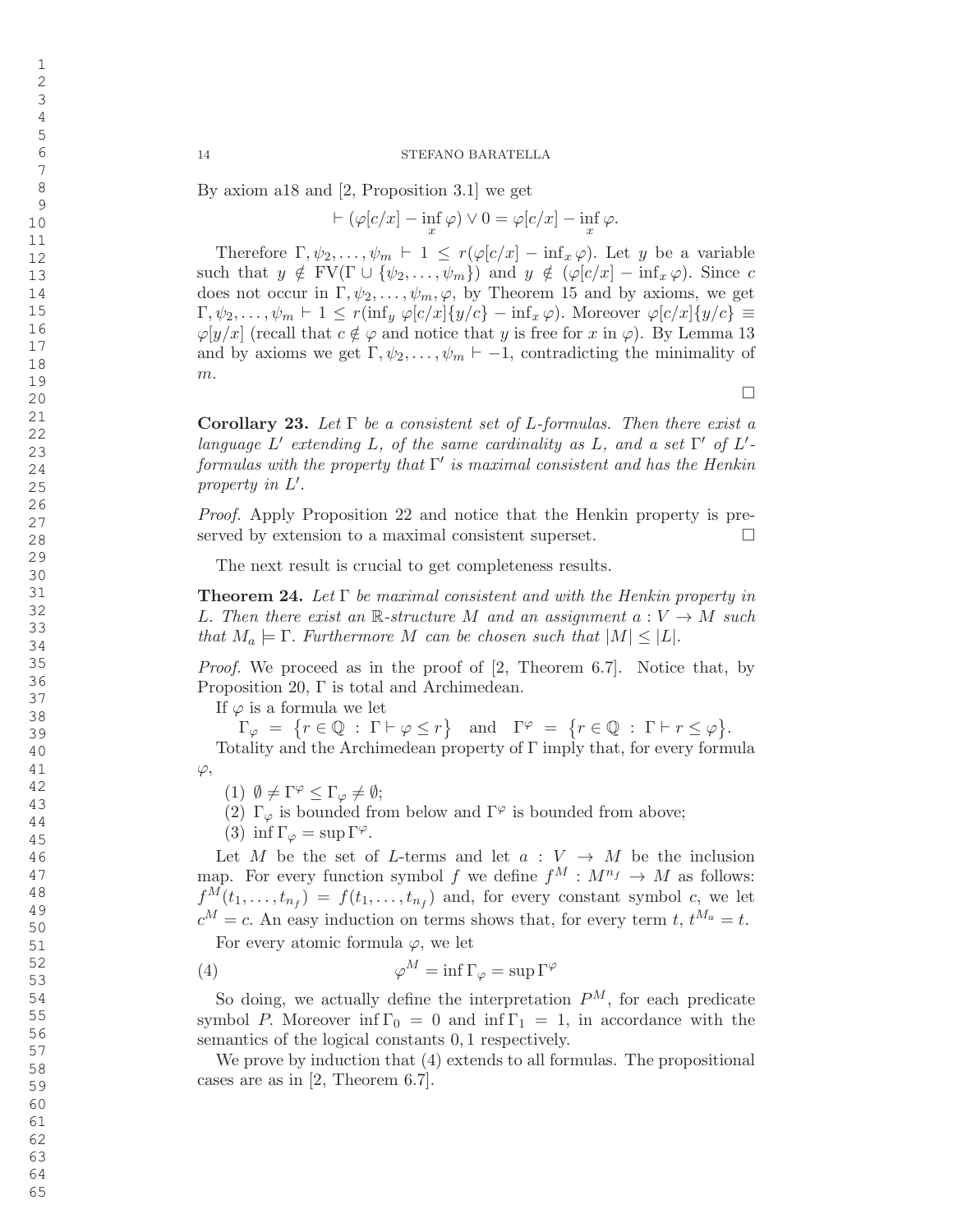By axiom a18 and [2, Proposition 3.1] we get

$$\vdash (\varphi[c/x] - \inf_x \varphi) \vee 0 = \varphi[c/x] - \inf_x \varphi.$$

Therefore $\Gamma, \psi_2, \ldots, \psi_m \vdash 1 \leq r(\varphi[c/x] - \inf_x \varphi)$. Let $y$ be a variable such that $y \notin \mathrm{FV}(\Gamma \cup \{\psi_2, \ldots, \psi_m\})$ and $y \notin (\varphi[c/x] - \inf_x \varphi)$. Since $c$ does not occur in $\Gamma, \psi_2, \ldots, \psi_m, \varphi$, by Theorem 15 and by axioms, we get $\Gamma, \psi_2, \ldots, \psi_m \vdash 1 \leq r(\inf_y \varphi[c/x]\{y/c\} - \inf_x \varphi)$. Moreover $\varphi[c/x]\{y/c\} \equiv \varphi[y/x]$ (recall that $c \notin \varphi$ and notice that $y$ is free for $x$ in $\varphi$). By Lemma 13 and by axioms we get $\Gamma, \psi_2, \ldots, \psi_m \vdash -1$, contradicting the minimality of $m$.

□

**Corollary 23.** *Let $\Gamma$ be a consistent set of $L$-formulas. Then there exist a language $L'$ extending $L$, of the same cardinality as $L$, and a set $\Gamma'$ of $L'$-formulas with the property that $\Gamma'$ is maximal consistent and has the Henkin property in $L'$.*

*Proof.* Apply Proposition 22 and notice that the Henkin property is preserved by extension to a maximal consistent superset. □

The next result is crucial to get completeness results.

**Theorem 24.** *Let $\Gamma$ be maximal consistent and with the Henkin property in $L$. Then there exist an $\mathbb{R}$-structure $M$ and an assignment $a : V \to M$ such that $M_a \models \Gamma$. Furthermore $M$ can be chosen such that $|M| \leq |L|$.*

*Proof.* We proceed as in the proof of [2, Theorem 6.7]. Notice that, by Proposition 20, $\Gamma$ is total and Archimedean.

If $\varphi$ is a formula we let

$$\Gamma_\varphi = \{r \in \mathbb{Q} : \Gamma \vdash \varphi \leq r\} \quad \text{and} \quad \Gamma^\varphi = \{r \in \mathbb{Q} : \Gamma \vdash r \leq \varphi\}.$$

Totality and the Archimedean property of $\Gamma$ imply that, for every formula $\varphi$,

(1) $\emptyset \neq \Gamma^\varphi \leq \Gamma_\varphi \neq \emptyset$;

(2) $\Gamma_\varphi$ is bounded from below and $\Gamma^\varphi$ is bounded from above;

(3) $\inf \Gamma_\varphi = \sup \Gamma^\varphi$.

Let $M$ be the set of $L$-terms and let $a : V \to M$ be the inclusion map. For every function symbol $f$ we define $f^M : M^{n_f} \to M$ as follows: $f^M(t_1, \ldots, t_{n_f}) = f(t_1, \ldots, t_{n_f})$ and, for every constant symbol $c$, we let $c^M = c$. An easy induction on terms shows that, for every term $t$, $t^{M_a} = t$.

For every atomic formula $\varphi$, we let

$$\varphi^M = \inf \Gamma_\varphi = \sup \Gamma^\varphi \tag{4}$$

So doing, we actually define the interpretation $P^M$, for each predicate symbol $P$. Moreover $\inf \Gamma_0 = 0$ and $\inf \Gamma_1 = 1$, in accordance with the semantics of the logical constants $0, 1$ respectively.

We prove by induction that (4) extends to all formulas. The propositional cases are as in [2, Theorem 6.7].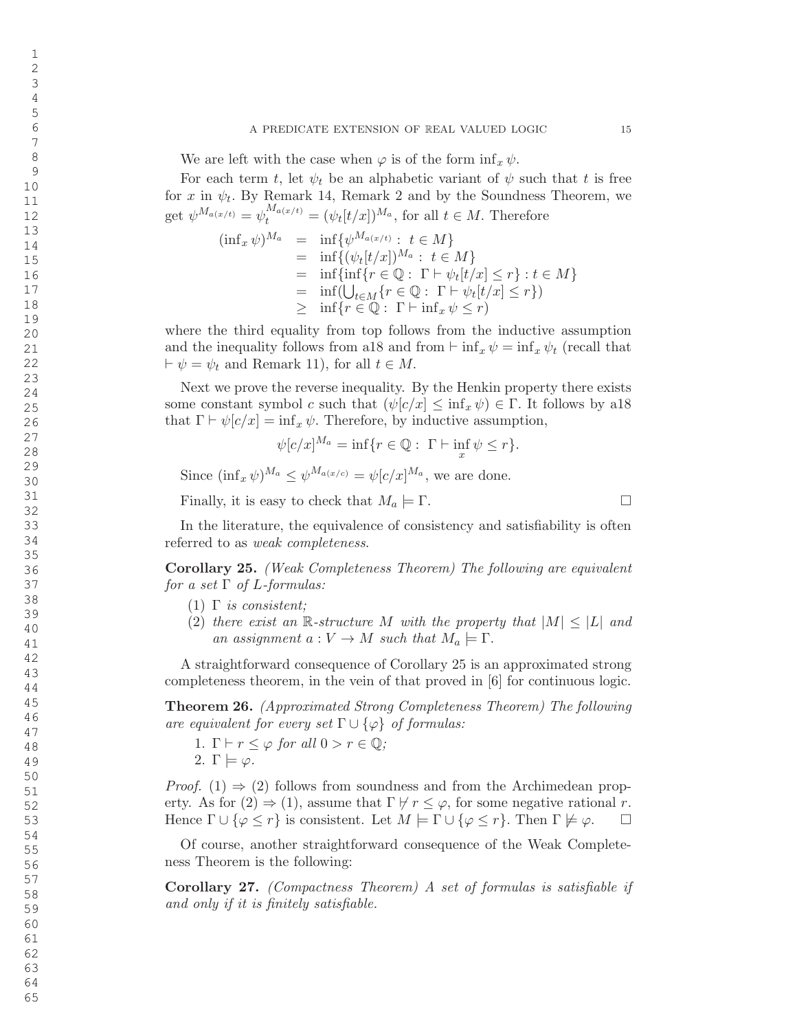We are left with the case when $\varphi$ is of the form $\inf_x \psi$.

For each term $t$, let $\psi_t$ be an alphabetic variant of $\psi$ such that $t$ is free for $x$ in $\psi_t$. By Remark 14, Remark 2 and by the Soundness Theorem, we get $\psi^{M_{a(x/t)}} = \psi_t^{M_{a(x/t)}} = (\psi_t[t/x])^{M_a}$, for all $t \in M$. Therefore

$$
\begin{aligned}
(\inf_x \psi)^{M_a} &= \inf\{\psi^{M_{a(x/t)}} : \ t \in M\} \\
&= \inf\{(\psi_t[t/x])^{M_a} : \ t \in M\} \\
&= \inf\{\inf\{r \in \mathbb{Q} : \ \Gamma \vdash \psi_t[t/x] \leq r\} : t \in M\} \\
&= \inf(\textstyle\bigcup_{t \in M}\{r \in \mathbb{Q} : \ \Gamma \vdash \psi_t[t/x] \leq r\}) \\
&\geq \inf\{r \in \mathbb{Q} : \ \Gamma \vdash \inf_x \psi \leq r)
\end{aligned}
$$

where the third equality from top follows from the inductive assumption and the inequality follows from a18 and from $\vdash \inf_x \psi = \inf_x \psi_t$ (recall that $\vdash \psi = \psi_t$ and Remark 11), for all $t \in M$.

Next we prove the reverse inequality. By the Henkin property there exists some constant symbol $c$ such that $(\psi[c/x] \leq \inf_x \psi) \in \Gamma$. It follows by a18 that $\Gamma \vdash \psi[c/x] = \inf_x \psi$. Therefore, by inductive assumption,

$$\psi[c/x]^{M_a} = \inf\{r \in \mathbb{Q} : \ \Gamma \vdash \inf_x \psi \leq r\}.$$

Since $(\inf_x \psi)^{M_a} \leq \psi^{M_{a(x/c)}} = \psi[c/x]^{M_a}$, we are done.

Finally, it is easy to check that $M_a \models \Gamma$. $\square$

In the literature, the equivalence of consistency and satisfiability is often referred to as *weak completeness*.

**Corollary 25.** *(Weak Completeness Theorem) The following are equivalent for a set $\Gamma$ of $L$-formulas:*

1. *$\Gamma$ is consistent;*
2. *there exist an $\mathbb{R}$-structure $M$ with the property that $|M| \leq |L|$ and an assignment $a : V \to M$ such that $M_a \models \Gamma$.*

A straightforward consequence of Corollary 25 is an approximated strong completeness theorem, in the vein of that proved in [6] for continuous logic.

**Theorem 26.** *(Approximated Strong Completeness Theorem) The following are equivalent for every set $\Gamma \cup \{\varphi\}$ of formulas:*

1. *$\Gamma \vdash r \leq \varphi$ for all $0 > r \in \mathbb{Q}$;*
2. *$\Gamma \models \varphi$.*

*Proof.* (1) $\Rightarrow$ (2) follows from soundness and from the Archimedean property. As for (2) $\Rightarrow$ (1), assume that $\Gamma \not\vdash r \leq \varphi$, for some negative rational $r$. Hence $\Gamma \cup \{\varphi \leq r\}$ is consistent. Let $M \models \Gamma \cup \{\varphi \leq r\}$. Then $\Gamma \not\models \varphi$. $\square$

Of course, another straightforward consequence of the Weak Completeness Theorem is the following:

**Corollary 27.** *(Compactness Theorem) A set of formulas is satisfiable if and only if it is finitely satisfiable.*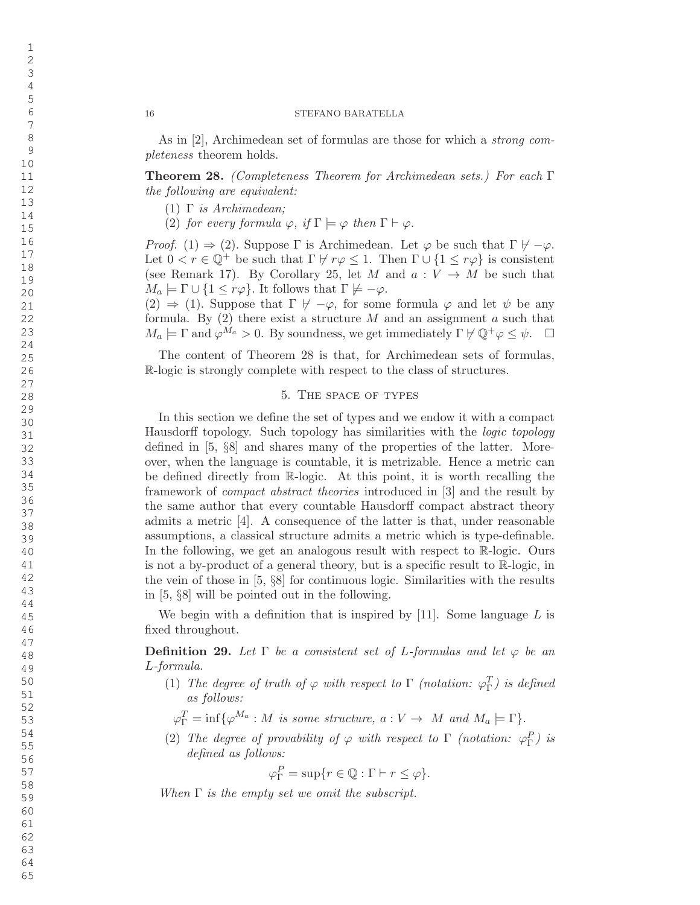As in [2], Archimedean set of formulas are those for which a *strong completeness* theorem holds.

**Theorem 28.** *(Completeness Theorem for Archimedean sets.) For each $\Gamma$ the following are equivalent:*

1. *$\Gamma$ is Archimedean;*
2. *for every formula $\varphi$, if $\Gamma \models \varphi$ then $\Gamma \vdash \varphi$.*

*Proof.* (1) $\Rightarrow$ (2). Suppose $\Gamma$ is Archimedean. Let $\varphi$ be such that $\Gamma \not\vdash -\varphi$. Let $0 < r \in \mathbb{Q}^+$ be such that $\Gamma \not\vdash r\varphi \leq 1$. Then $\Gamma \cup \{1 \leq r\varphi\}$ is consistent (see Remark 17). By Corollary 25, let $M$ and $a : V \to M$ be such that $M_a \models \Gamma \cup \{1 \leq r\varphi\}$. It follows that $\Gamma \not\models -\varphi$.
(2) $\Rightarrow$ (1). Suppose that $\Gamma \not\vdash -\varphi$, for some formula $\varphi$ and let $\psi$ be any formula. By (2) there exist a structure $M$ and an assignment $a$ such that $M_a \models \Gamma$ and $\varphi^{M_a} > 0$. By soundness, we get immediately $\Gamma \not\vdash \mathbb{Q}^+\varphi \leq \psi$. $\square$

The content of Theorem 28 is that, for Archimedean sets of formulas, $\mathbb{R}$-logic is strongly complete with respect to the class of structures.

## 5. The space of types

In this section we define the set of types and we endow it with a compact Hausdorff topology. Such topology has similarities with the *logic topology* defined in [5, §8] and shares many of the properties of the latter. Moreover, when the language is countable, it is metrizable. Hence a metric can be defined directly from $\mathbb{R}$-logic. At this point, it is worth recalling the framework of *compact abstract theories* introduced in [3] and the result by the same author that every countable Hausdorff compact abstract theory admits a metric [4]. A consequence of the latter is that, under reasonable assumptions, a classical structure admits a metric which is type-definable. In the following, we get an analogous result with respect to $\mathbb{R}$-logic. Ours is not a by-product of a general theory, but is a specific result to $\mathbb{R}$-logic, in the vein of those in [5, §8] for continuous logic. Similarities with the results in [5, §8] will be pointed out in the following.

We begin with a definition that is inspired by [11]. Some language $L$ is fixed throughout.

**Definition 29.** *Let $\Gamma$ be a consistent set of $L$-formulas and let $\varphi$ be an $L$-formula.*

1. *The degree of truth of $\varphi$ with respect to $\Gamma$ (notation: $\varphi^T_\Gamma$) is defined as follows:*
$$\varphi^T_\Gamma = \inf\{\varphi^{M_a} : M \text{ is some structure, } a : V \to M \text{ and } M_a \models \Gamma\}.$$
2. *The degree of provability of $\varphi$ with respect to $\Gamma$ (notation: $\varphi^P_\Gamma$) is defined as follows:*
$$\varphi^P_\Gamma = \sup\{r \in \mathbb{Q} : \Gamma \vdash r \leq \varphi\}.$$

*When $\Gamma$ is the empty set we omit the subscript.*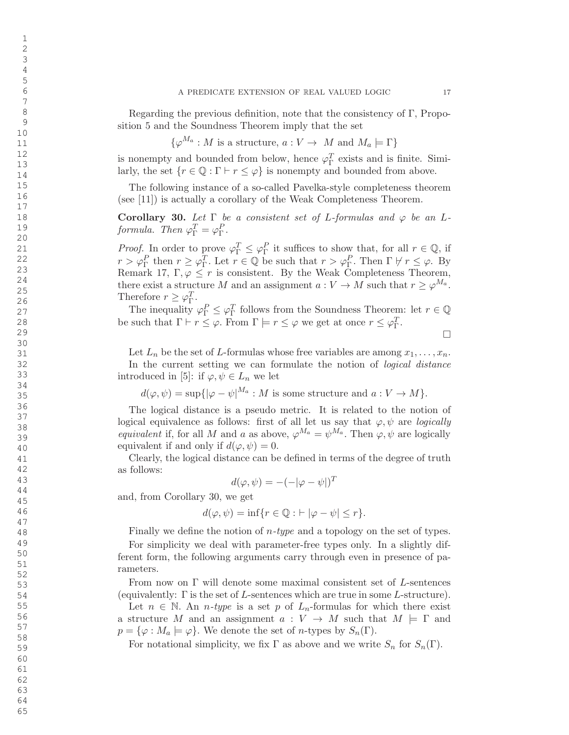Regarding the previous definition, note that the consistency of $\Gamma$, Proposition 5 and the Soundness Theorem imply that the set

$$\{\varphi^{M_a} : M \text{ is a structure, } a : V \to M \text{ and } M_a \models \Gamma\}$$

is nonempty and bounded from below, hence $\varphi^T_\Gamma$ exists and is finite. Similarly, the set $\{r \in \mathbb{Q} : \Gamma \vdash r \leq \varphi\}$ is nonempty and bounded from above.

The following instance of a so-called Pavelka-style completeness theorem (see [11]) is actually a corollary of the Weak Completeness Theorem.

**Corollary 30.** *Let $\Gamma$ be a consistent set of L-formulas and $\varphi$ be an L-formula. Then $\varphi^T_\Gamma = \varphi^P_\Gamma$.*

*Proof.* In order to prove $\varphi^T_\Gamma \leq \varphi^P_\Gamma$ it suffices to show that, for all $r \in \mathbb{Q}$, if $r > \varphi^P_\Gamma$ then $r \geq \varphi^T_\Gamma$. Let $r \in \mathbb{Q}$ be such that $r > \varphi^P_\Gamma$. Then $\Gamma \nvdash r \leq \varphi$. By Remark 17, $\Gamma, \varphi \leq r$ is consistent. By the Weak Completeness Theorem, there exist a structure $M$ and an assignment $a : V \to M$ such that $r \geq \varphi^{M_a}$. Therefore $r \geq \varphi^T_\Gamma$.

The inequality $\varphi^P_\Gamma \leq \varphi^T_\Gamma$ follows from the Soundness Theorem: let $r \in \mathbb{Q}$ be such that $\Gamma \vdash r \leq \varphi$. From $\Gamma \models r \leq \varphi$ we get at once $r \leq \varphi^T_\Gamma$.

□

Let $L_n$ be the set of $L$-formulas whose free variables are among $x_1, \ldots, x_n$.

In the current setting we can formulate the notion of *logical distance* introduced in [5]: if $\varphi, \psi \in L_n$ we let

$$d(\varphi, \psi) = \sup\{|\varphi - \psi|^{M_a} : M \text{ is some structure and } a : V \to M\}.$$

The logical distance is a pseudo metric. It is related to the notion of logical equivalence as follows: first of all let us say that $\varphi, \psi$ are *logically equivalent* if, for all $M$ and $a$ as above, $\varphi^{M_a} = \psi^{M_a}$. Then $\varphi, \psi$ are logically equivalent if and only if $d(\varphi, \psi) = 0$.

Clearly, the logical distance can be defined in terms of the degree of truth as follows:

$$d(\varphi, \psi) = -(-|\varphi - \psi|)^T$$

and, from Corollary 30, we get

$$d(\varphi, \psi) = \inf\{r \in \mathbb{Q} : \vdash |\varphi - \psi| \leq r\}.$$

Finally we define the notion of *n-type* and a topology on the set of types.

For simplicity we deal with parameter-free types only. In a slightly different form, the following arguments carry through even in presence of parameters.

From now on $\Gamma$ will denote some maximal consistent set of $L$-sentences (equivalently: $\Gamma$ is the set of $L$-sentences which are true in some $L$-structure).

Let $n \in \mathbb{N}$. An *n-type* is a set $p$ of $L_n$-formulas for which there exist a structure $M$ and an assignment $a : V \to M$ such that $M \models \Gamma$ and $p = \{\varphi : M_a \models \varphi\}$. We denote the set of $n$-types by $S_n(\Gamma)$.

For notational simplicity, we fix $\Gamma$ as above and we write $S_n$ for $S_n(\Gamma)$.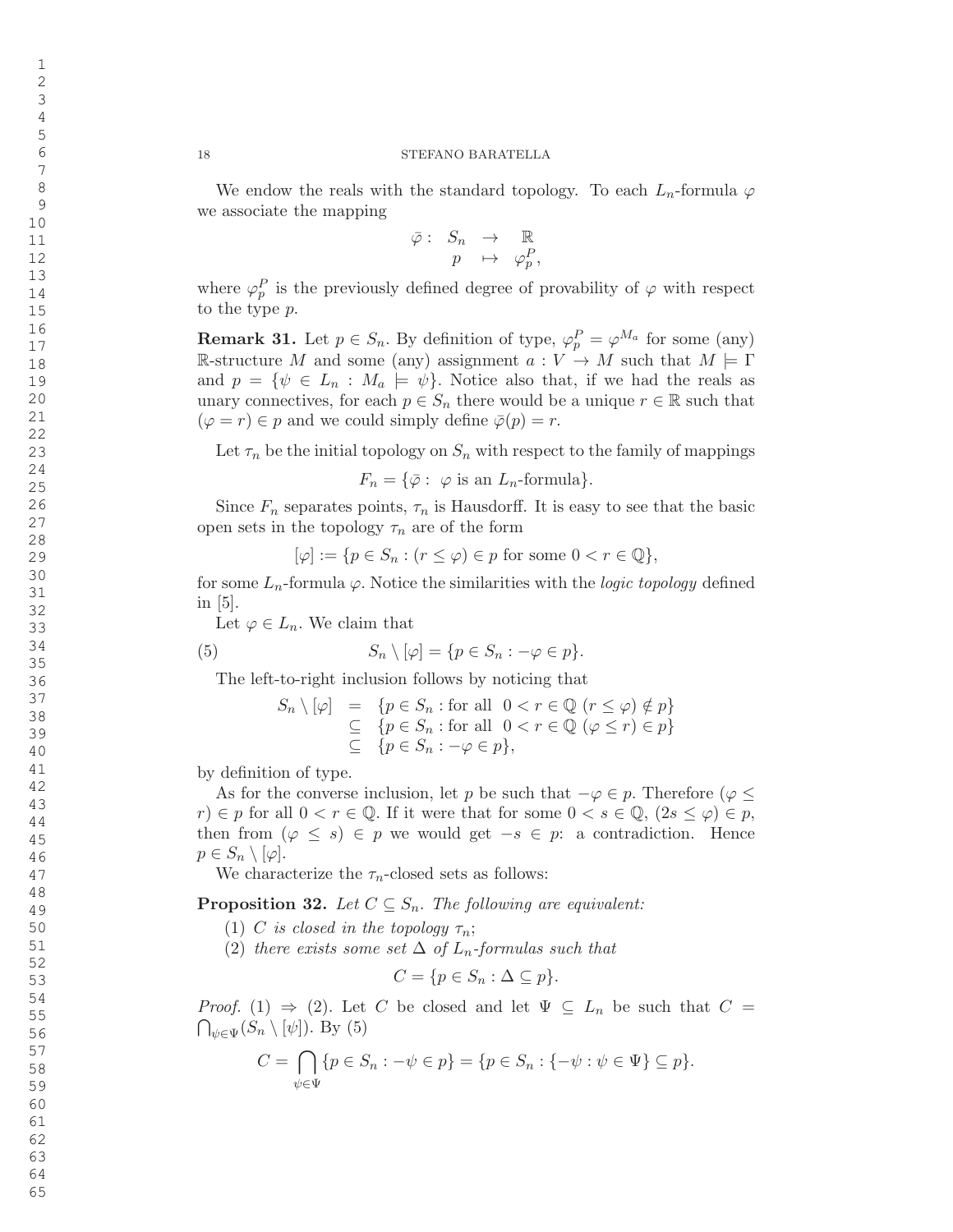We endow the reals with the standard topology. To each $L_n$-formula $\varphi$ we associate the mapping

$$\begin{array}{rccc} \bar{\varphi}: & S_n & \to & \mathbb{R} \\ & p & \mapsto & \varphi_p^P, \end{array}$$

where $\varphi_p^P$ is the previously defined degree of provability of $\varphi$ with respect to the type $p$.

**Remark 31.** Let $p \in S_n$. By definition of type, $\varphi_p^P = \varphi^{M_a}$ for some (any) $\mathbb{R}$-structure $M$ and some (any) assignment $a : V \to M$ such that $M \models \Gamma$ and $p = \{\psi \in L_n : M_a \models \psi\}$. Notice also that, if we had the reals as unary connectives, for each $p \in S_n$ there would be a unique $r \in \mathbb{R}$ such that $(\varphi = r) \in p$ and we could simply define $\bar{\varphi}(p) = r$.

Let $\tau_n$ be the initial topology on $S_n$ with respect to the family of mappings

$$F_n = \{\bar{\varphi} : \ \varphi \text{ is an } L_n\text{-formula}\}.$$

Since $F_n$ separates points, $\tau_n$ is Hausdorff. It is easy to see that the basic open sets in the topology $\tau_n$ are of the form

$$[\varphi] := \{p \in S_n : (r \leq \varphi) \in p \text{ for some } 0 < r \in \mathbb{Q}\},$$

for some $L_n$-formula $\varphi$. Notice the similarities with the *logic topology* defined in [5].

Let $\varphi \in L_n$. We claim that

$$S_n \setminus [\varphi] = \{p \in S_n : -\varphi \in p\}. \tag{5}$$

The left-to-right inclusion follows by noticing that

$$\begin{array}{rcl} S_n \setminus [\varphi] & = & \{p \in S_n : \text{for all } \ 0 < r \in \mathbb{Q} \ (r \leq \varphi) \notin p\} \\ & \subseteq & \{p \in S_n : \text{for all } \ 0 < r \in \mathbb{Q} \ (\varphi \leq r) \in p\} \\ & \subseteq & \{p \in S_n : -\varphi \in p\}, \end{array}$$

by definition of type.

As for the converse inclusion, let $p$ be such that $-\varphi \in p$. Therefore $(\varphi \leq r) \in p$ for all $0 < r \in \mathbb{Q}$. If it were that for some $0 < s \in \mathbb{Q}$, $(2s \leq \varphi) \in p$, then from $(\varphi \leq s) \in p$ we would get $-s \in p$: a contradiction. Hence $p \in S_n \setminus [\varphi]$.

We characterize the $\tau_n$-closed sets as follows:

**Proposition 32.** *Let $C \subseteq S_n$. The following are equivalent:*

1. *$C$ is closed in the topology $\tau_n$;*
2. *there exists some set $\Delta$ of $L_n$-formulas such that*

$$C = \{p \in S_n : \Delta \subseteq p\}.$$

*Proof.* (1) $\Rightarrow$ (2). Let $C$ be closed and let $\Psi \subseteq L_n$ be such that $C = \bigcap_{\psi \in \Psi}(S_n \setminus [\psi])$. By (5)

$$C = \bigcap_{\psi \in \Psi} \{p \in S_n : -\psi \in p\} = \{p \in S_n : \{-\psi : \psi \in \Psi\} \subseteq p\}.$$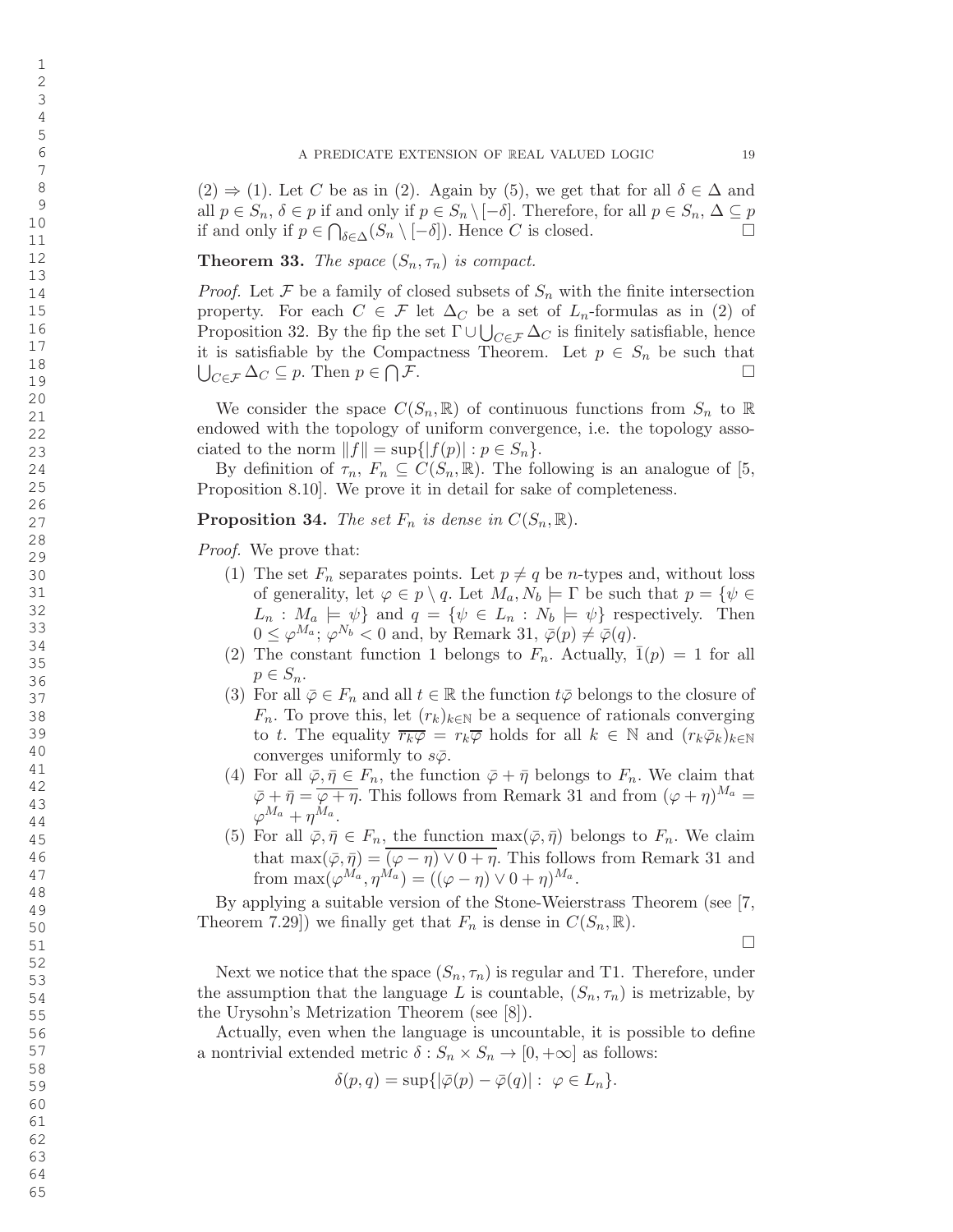(2) $\Rightarrow$ (1). Let $C$ be as in (2). Again by (5), we get that for all $\delta \in \Delta$ and all $p \in S_n$, $\delta \in p$ if and only if $p \in S_n \setminus [-\delta]$. Therefore, for all $p \in S_n$, $\Delta \subseteq p$ if and only if $p \in \bigcap_{\delta \in \Delta}(S_n \setminus [-\delta])$. Hence $C$ is closed. $\square$

**Theorem 33.** *The space $(S_n, \tau_n)$ is compact.*

*Proof.* Let $\mathcal{F}$ be a family of closed subsets of $S_n$ with the finite intersection property. For each $C \in \mathcal{F}$ let $\Delta_C$ be a set of $L_n$-formulas as in (2) of Proposition 32. By the fip the set $\Gamma \cup \bigcup_{C \in \mathcal{F}} \Delta_C$ is finitely satisfiable, hence it is satisfiable by the Compactness Theorem. Let $p \in S_n$ be such that $\bigcup_{C \in \mathcal{F}} \Delta_C \subseteq p$. Then $p \in \bigcap \mathcal{F}$. $\square$

We consider the space $C(S_n, \mathbb{R})$ of continuous functions from $S_n$ to $\mathbb{R}$ endowed with the topology of uniform convergence, i.e. the topology associated to the norm $\|f\| = \sup\{|f(p)| : p \in S_n\}$.

By definition of $\tau_n$, $F_n \subseteq C(S_n, \mathbb{R})$. The following is an analogue of [5, Proposition 8.10]. We prove it in detail for sake of completeness.

**Proposition 34.** *The set $F_n$ is dense in $C(S_n, \mathbb{R})$.*

*Proof.* We prove that:

1. The set $F_n$ separates points. Let $p \neq q$ be $n$-types and, without loss of generality, let $\varphi \in p \setminus q$. Let $M_a, N_b \models \Gamma$ be such that $p = \{\psi \in L_n : M_a \models \psi\}$ and $q = \{\psi \in L_n : N_b \models \psi\}$ respectively. Then $0 \leq \varphi^{M_a}$; $\varphi^{N_b} < 0$ and, by Remark 31, $\bar{\varphi}(p) \neq \bar{\varphi}(q)$.
2. The constant function 1 belongs to $F_n$. Actually, $\bar{1}(p) = 1$ for all $p \in S_n$.
3. For all $\bar{\varphi} \in F_n$ and all $t \in \mathbb{R}$ the function $t\bar{\varphi}$ belongs to the closure of $F_n$. To prove this, let $(r_k)_{k \in \mathbb{N}}$ be a sequence of rationals converging to $t$. The equality $\overline{r_k \varphi} = r_k \overline{\varphi}$ holds for all $k \in \mathbb{N}$ and $(r_k \bar{\varphi}_k)_{k \in \mathbb{N}}$ converges uniformly to $s\bar{\varphi}$.
4. For all $\bar{\varphi}, \bar{\eta} \in F_n$, the function $\bar{\varphi} + \bar{\eta}$ belongs to $F_n$. We claim that $\bar{\varphi} + \bar{\eta} = \overline{\varphi + \eta}$. This follows from Remark 31 and from $(\varphi + \eta)^{M_a} = \varphi^{M_a} + \eta^{M_a}$.
5. For all $\bar{\varphi}, \bar{\eta} \in F_n$, the function $\max(\bar{\varphi}, \bar{\eta})$ belongs to $F_n$. We claim that $\max(\bar{\varphi}, \bar{\eta}) = \overline{(\varphi - \eta) \vee 0 + \eta}$. This follows from Remark 31 and from $\max(\varphi^{M_a}, \eta^{M_a}) = ((\varphi - \eta) \vee 0 + \eta)^{M_a}$.

By applying a suitable version of the Stone-Weierstrass Theorem (see [7, Theorem 7.29]) we finally get that $F_n$ is dense in $C(S_n, \mathbb{R})$. $\square$

Next we notice that the space $(S_n, \tau_n)$ is regular and T1. Therefore, under the assumption that the language $L$ is countable, $(S_n, \tau_n)$ is metrizable, by the Urysohn's Metrization Theorem (see [8]).

Actually, even when the language is uncountable, it is possible to define a nontrivial extended metric $\delta : S_n \times S_n \to [0, +\infty]$ as follows:

$$\delta(p, q) = \sup\{|\bar{\varphi}(p) - \bar{\varphi}(q)| : \ \varphi \in L_n\}.$$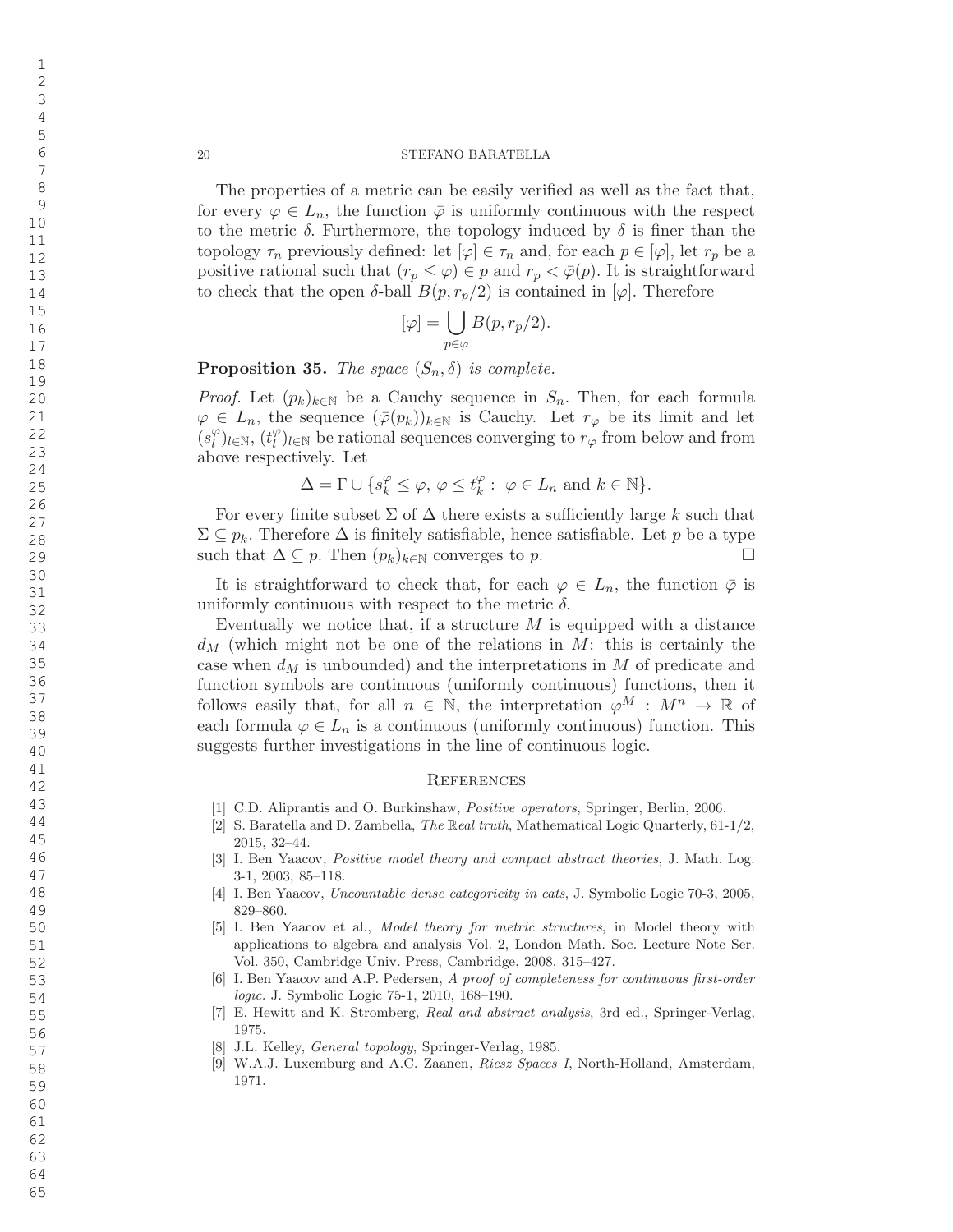The properties of a metric can be easily verified as well as the fact that, for every $\varphi \in L_n$, the function $\bar{\varphi}$ is uniformly continuous with the respect to the metric $\delta$. Furthermore, the topology induced by $\delta$ is finer than the topology $\tau_n$ previously defined: let $[\varphi] \in \tau_n$ and, for each $p \in [\varphi]$, let $r_p$ be a positive rational such that $(r_p \leq \varphi) \in p$ and $r_p < \bar{\varphi}(p)$. It is straightforward to check that the open $\delta$-ball $B(p, r_p/2)$ is contained in $[\varphi]$. Therefore

$$[\varphi] = \bigcup_{p \in \varphi} B(p, r_p/2).$$

**Proposition 35.** *The space $(S_n, \delta)$ is complete.*

*Proof.* Let $(p_k)_{k\in\mathbb{N}}$ be a Cauchy sequence in $S_n$. Then, for each formula $\varphi \in L_n$, the sequence $(\bar{\varphi}(p_k))_{k\in\mathbb{N}}$ is Cauchy. Let $r_\varphi$ be its limit and let $(s_l^\varphi)_{l\in\mathbb{N}}$, $(t_l^\varphi)_{l\in\mathbb{N}}$ be rational sequences converging to $r_\varphi$ from below and from above respectively. Let

$$\Delta = \Gamma \cup \{s_k^\varphi \leq \varphi,\ \varphi \leq t_k^\varphi :\ \varphi \in L_n \text{ and } k \in \mathbb{N}\}.$$

For every finite subset $\Sigma$ of $\Delta$ there exists a sufficiently large $k$ such that $\Sigma \subseteq p_k$. Therefore $\Delta$ is finitely satisfiable, hence satisfiable. Let $p$ be a type such that $\Delta \subseteq p$. Then $(p_k)_{k\in\mathbb{N}}$ converges to $p$. $\square$

It is straightforward to check that, for each $\varphi \in L_n$, the function $\bar{\varphi}$ is uniformly continuous with respect to the metric $\delta$.

Eventually we notice that, if a structure $M$ is equipped with a distance $d_M$ (which might not be one of the relations in $M$: this is certainly the case when $d_M$ is unbounded) and the interpretations in $M$ of predicate and function symbols are continuous (uniformly continuous) functions, then it follows easily that, for all $n \in \mathbb{N}$, the interpretation $\varphi^M : M^n \to \mathbb{R}$ of each formula $\varphi \in L_n$ is a continuous (uniformly continuous) function. This suggests further investigations in the line of continuous logic.

## References

[1] C.D. Aliprantis and O. Burkinshaw, *Positive operators*, Springer, Berlin, 2006.

[2] S. Baratella and D. Zambella, *The* $\mathbb{R}$*eal truth*, Mathematical Logic Quarterly, 61-1/2, 2015, 32–44.

[3] I. Ben Yaacov, *Positive model theory and compact abstract theories*, J. Math. Log. 3-1, 2003, 85–118.

[4] I. Ben Yaacov, *Uncountable dense categoricity in cats*, J. Symbolic Logic 70-3, 2005, 829–860.

[5] I. Ben Yaacov et al., *Model theory for metric structures*, in Model theory with applications to algebra and analysis Vol. 2, London Math. Soc. Lecture Note Ser. Vol. 350, Cambridge Univ. Press, Cambridge, 2008, 315–427.

[6] I. Ben Yaacov and A.P. Pedersen, *A proof of completeness for continuous first-order logic.* J. Symbolic Logic 75-1, 2010, 168–190.

[7] E. Hewitt and K. Stromberg, *Real and abstract analysis*, 3rd ed., Springer-Verlag, 1975.

[8] J.L. Kelley, *General topology*, Springer-Verlag, 1985.

[9] W.A.J. Luxemburg and A.C. Zaanen, *Riesz Spaces I*, North-Holland, Amsterdam, 1971.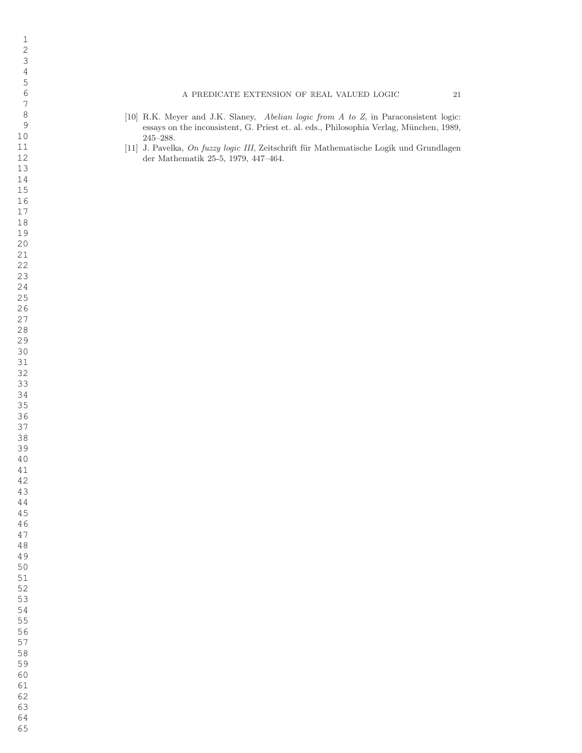[10] R.K. Meyer and J.K. Slaney, *Abelian logic from A to Z*, in Paraconsistent logic: essays on the inconsistent, G. Priest et. al. eds., Philosophia Verlag, München, 1989, 245–288.

[11] J. Pavelka, *On fuzzy logic III*, Zeitschrift für Mathematische Logik und Grundlagen der Mathematik 25-5, 1979, 447–464.